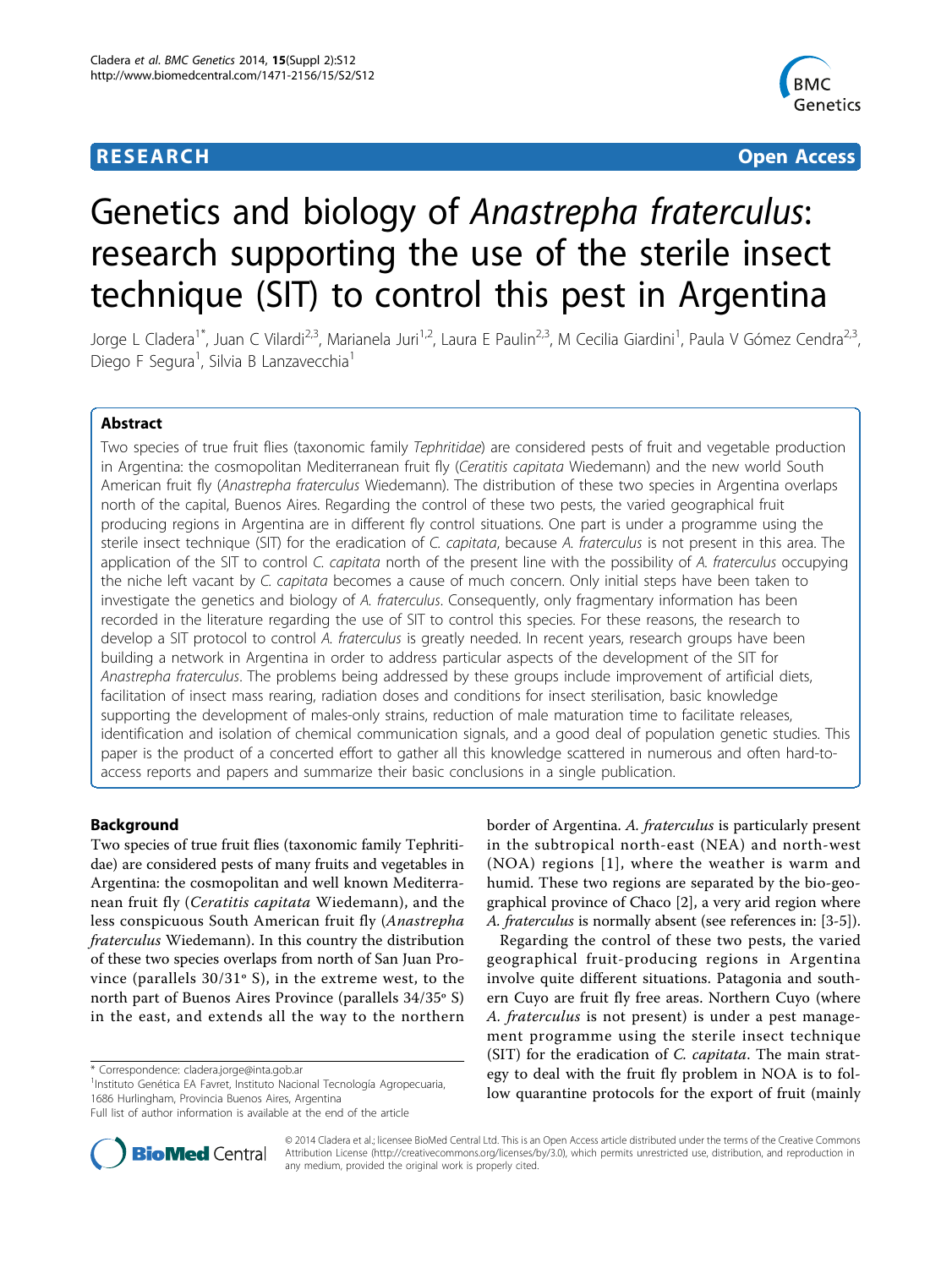**RESEARCH** **Open Access**

# Genetics and biology of *Anastrepha fraterculus*: research supporting the use of the sterile insect technique (SIT) to control this pest in Argentina

Jorge L Cladera[1*], Juan C Vilardi[2,3], Marianela Juri[1,2], Laura E Paulin[2,3], M Cecilia Giardini[1], Paula V Gómez Cendra[2,3], Diego F Segura[1], Silvia B Lanzavecchia[1]

## Abstract

Two species of true fruit flies (taxonomic family *Tephritidae*) are considered pests of fruit and vegetable production in Argentina: the cosmopolitan Mediterranean fruit fly (*Ceratitis capitata* Wiedemann) and the new world South American fruit fly (*Anastrepha fraterculus* Wiedemann). The distribution of these two species in Argentina overlaps north of the capital, Buenos Aires. Regarding the control of these two pests, the varied geographical fruit producing regions in Argentina are in different fly control situations. One part is under a programme using the sterile insect technique (SIT) for the eradication of *C. capitata*, because *A. fraterculus* is not present in this area. The application of the SIT to control *C. capitata* north of the present line with the possibility of *A. fraterculus* occupying the niche left vacant by *C. capitata* becomes a cause of much concern. Only initial steps have been taken to investigate the genetics and biology of *A. fraterculus*. Consequently, only fragmentary information has been recorded in the literature regarding the use of SIT to control this species. For these reasons, the research to develop a SIT protocol to control *A. fraterculus* is greatly needed. In recent years, research groups have been building a network in Argentina in order to address particular aspects of the development of the SIT for *Anastrepha fraterculus*. The problems being addressed by these groups include improvement of artificial diets, facilitation of insect mass rearing, radiation doses and conditions for insect sterilisation, basic knowledge supporting the development of males-only strains, reduction of male maturation time to facilitate releases, identification and isolation of chemical communication signals, and a good deal of population genetic studies. This paper is the product of a concerted effort to gather all this knowledge scattered in numerous and often hard-to-access reports and papers and summarize their basic conclusions in a single publication.

## Background

Two species of true fruit flies (taxonomic family Tephritidae) are considered pests of many fruits and vegetables in Argentina: the cosmopolitan and well known Mediterranean fruit fly (*Ceratitis capitata* Wiedemann), and the less conspicuous South American fruit fly (*Anastrepha fraterculus* Wiedemann). In this country the distribution of these two species overlaps from north of San Juan Province (parallels 30/31° S), in the extreme west, to the north part of Buenos Aires Province (parallels 34/35° S) in the east, and extends all the way to the northern border of Argentina. *A. fraterculus* is particularly present in the subtropical north-east (NEA) and north-west (NOA) regions [1], where the weather is warm and humid. These two regions are separated by the bio-geographical province of Chaco [2], a very arid region where *A. fraterculus* is normally absent (see references in: [3-5]).

Regarding the control of these two pests, the varied geographical fruit-producing regions in Argentina involve quite different situations. Patagonia and southern Cuyo are fruit fly free areas. Northern Cuyo (where *A. fraterculus* is not present) is under a pest management programme using the sterile insect technique (SIT) for the eradication of *C. capitata*. The main strategy to deal with the fruit fly problem in NOA is to follow quarantine protocols for the export of fruit (mainly

\* Correspondence: cladera.jorge@inta.gob.ar
[1]Instituto Genética EA Favret, Instituto Nacional Tecnología Agropecuaria, 1686 Hurlingham, Provincia Buenos Aires, Argentina
Full list of author information is available at the end of the article

© 2014 Cladera et al.; licensee BioMed Central Ltd. This is an Open Access article distributed under the terms of the Creative Commons Attribution License (http://creativecommons.org/licenses/by/3.0), which permits unrestricted use, distribution, and reproduction in any medium, provided the original work is properly cited.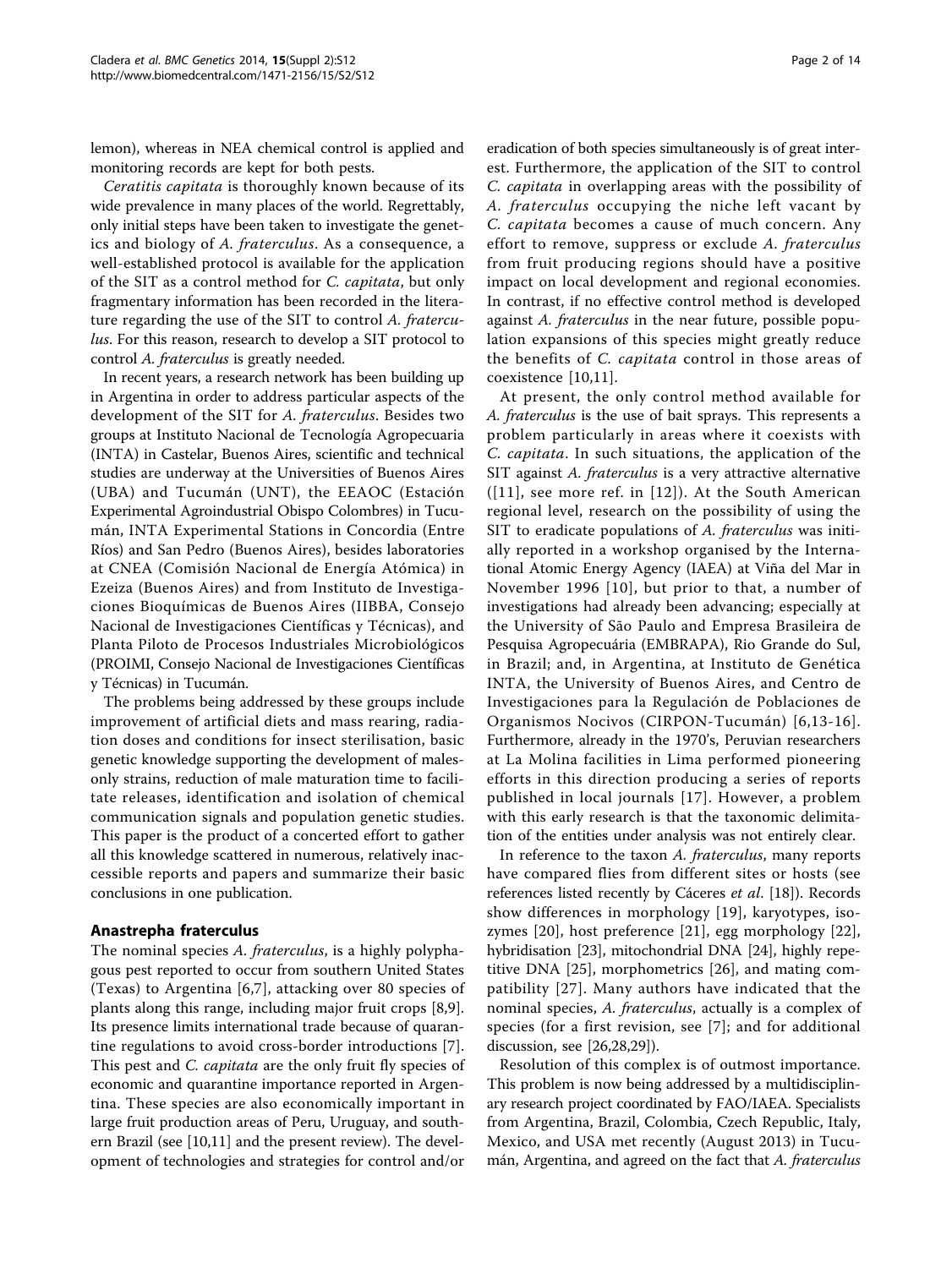lemon), whereas in NEA chemical control is applied and monitoring records are kept for both pests.

*Ceratitis capitata* is thoroughly known because of its wide prevalence in many places of the world. Regrettably, only initial steps have been taken to investigate the genetics and biology of *A. fraterculus*. As a consequence, a well-established protocol is available for the application of the SIT as a control method for *C. capitata*, but only fragmentary information has been recorded in the literature regarding the use of the SIT to control *A. fraterculus*. For this reason, research to develop a SIT protocol to control *A. fraterculus* is greatly needed.

In recent years, a research network has been building up in Argentina in order to address particular aspects of the development of the SIT for *A. fraterculus*. Besides two groups at Instituto Nacional de Tecnología Agropecuaria (INTA) in Castelar, Buenos Aires, scientific and technical studies are underway at the Universities of Buenos Aires (UBA) and Tucumán (UNT), the EEAOC (Estación Experimental Agroindustrial Obispo Colombres) in Tucumán, INTA Experimental Stations in Concordia (Entre Ríos) and San Pedro (Buenos Aires), besides laboratories at CNEA (Comisión Nacional de Energía Atómica) in Ezeiza (Buenos Aires) and from Instituto de Investigaciones Bioquímicas de Buenos Aires (IIBBA, Consejo Nacional de Investigaciones Científicas y Técnicas), and Planta Piloto de Procesos Industriales Microbiológicos (PROIMI, Consejo Nacional de Investigaciones Científicas y Técnicas) in Tucumán.

The problems being addressed by these groups include improvement of artificial diets and mass rearing, radiation doses and conditions for insect sterilisation, basic genetic knowledge supporting the development of males-only strains, reduction of male maturation time to facilitate releases, identification and isolation of chemical communication signals and population genetic studies. This paper is the product of a concerted effort to gather all this knowledge scattered in numerous, relatively inaccessible reports and papers and summarize their basic conclusions in one publication.

## Anastrepha fraterculus

The nominal species *A. fraterculus*, is a highly polyphagous pest reported to occur from southern United States (Texas) to Argentina [6,7], attacking over 80 species of plants along this range, including major fruit crops [8,9]. Its presence limits international trade because of quarantine regulations to avoid cross-border introductions [7]. This pest and *C. capitata* are the only fruit fly species of economic and quarantine importance reported in Argentina. These species are also economically important in large fruit production areas of Peru, Uruguay, and southern Brazil (see [10,11] and the present review). The development of technologies and strategies for control and/or eradication of both species simultaneously is of great interest. Furthermore, the application of the SIT to control *C. capitata* in overlapping areas with the possibility of *A. fraterculus* occupying the niche left vacant by *C. capitata* becomes a cause of much concern. Any effort to remove, suppress or exclude *A. fraterculus* from fruit producing regions should have a positive impact on local development and regional economies. In contrast, if no effective control method is developed against *A. fraterculus* in the near future, possible population expansions of this species might greatly reduce the benefits of *C. capitata* control in those areas of coexistence [10,11].

At present, the only control method available for *A. fraterculus* is the use of bait sprays. This represents a problem particularly in areas where it coexists with *C. capitata*. In such situations, the application of the SIT against *A. fraterculus* is a very attractive alternative ([11], see more ref. in [12]). At the South American regional level, research on the possibility of using the SIT to eradicate populations of *A. fraterculus* was initially reported in a workshop organised by the International Atomic Energy Agency (IAEA) at Viña del Mar in November 1996 [10], but prior to that, a number of investigations had already been advancing; especially at the University of São Paulo and Empresa Brasileira de Pesquisa Agropecuária (EMBRAPA), Rio Grande do Sul, in Brazil; and, in Argentina, at Instituto de Genética INTA, the University of Buenos Aires, and Centro de Investigaciones para la Regulación de Poblaciones de Organismos Nocivos (CIRPON-Tucumán) [6,13-16]. Furthermore, already in the 1970's, Peruvian researchers at La Molina facilities in Lima performed pioneering efforts in this direction producing a series of reports published in local journals [17]. However, a problem with this early research is that the taxonomic delimitation of the entities under analysis was not entirely clear.

In reference to the taxon *A. fraterculus*, many reports have compared flies from different sites or hosts (see references listed recently by Cáceres *et al.* [18]). Records show differences in morphology [19], karyotypes, isozymes [20], host preference [21], egg morphology [22], hybridisation [23], mitochondrial DNA [24], highly repetitive DNA [25], morphometrics [26], and mating compatibility [27]. Many authors have indicated that the nominal species, *A. fraterculus*, actually is a complex of species (for a first revision, see [7]; and for additional discussion, see [26,28,29]).

Resolution of this complex is of outmost importance. This problem is now being addressed by a multidisciplinary research project coordinated by FAO/IAEA. Specialists from Argentina, Brazil, Colombia, Czech Republic, Italy, Mexico, and USA met recently (August 2013) in Tucumán, Argentina, and agreed on the fact that *A. fraterculus*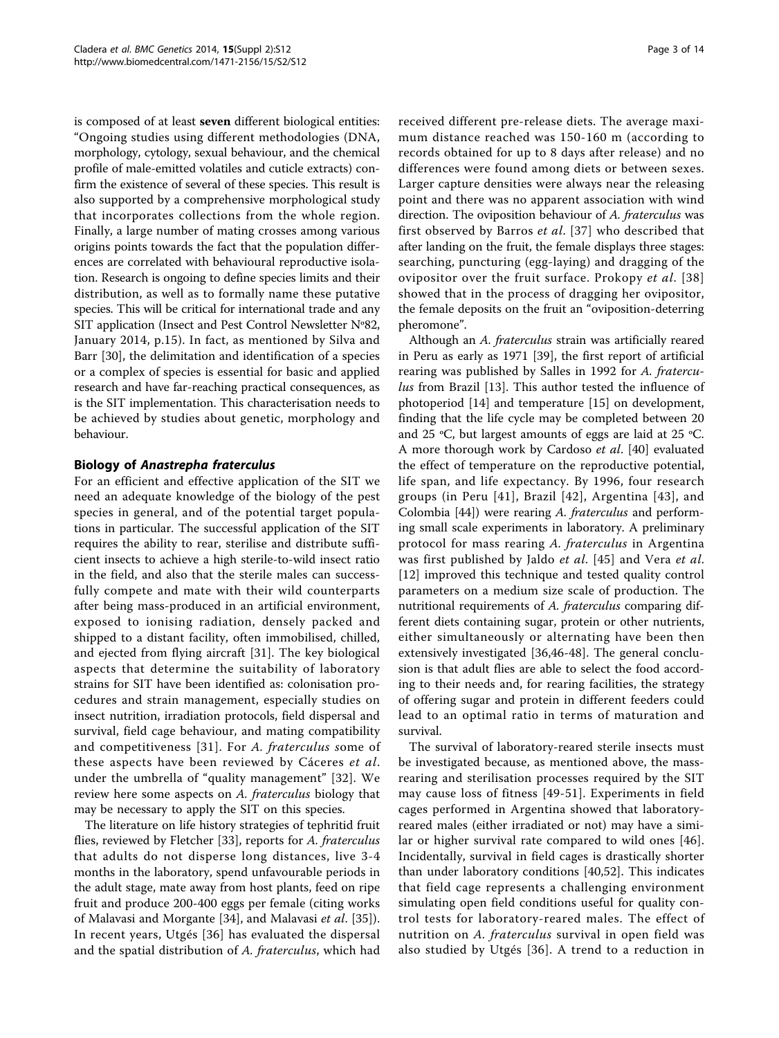is composed of at least **seven** different biological entities: "Ongoing studies using different methodologies (DNA, morphology, cytology, sexual behaviour, and the chemical profile of male-emitted volatiles and cuticle extracts) confirm the existence of several of these species. This result is also supported by a comprehensive morphological study that incorporates collections from the whole region. Finally, a large number of mating crosses among various origins points towards the fact that the population differences are correlated with behavioural reproductive isolation. Research is ongoing to define species limits and their distribution, as well as to formally name these putative species. This will be critical for international trade and any SIT application (Insect and Pest Control Newsletter Nº82, January 2014, p.15). In fact, as mentioned by Silva and Barr [30], the delimitation and identification of a species or a complex of species is essential for basic and applied research and have far-reaching practical consequences, as is the SIT implementation. This characterisation needs to be achieved by studies about genetic, morphology and behaviour.

## Biology of *Anastrepha fraterculus*

For an efficient and effective application of the SIT we need an adequate knowledge of the biology of the pest species in general, and of the potential target populations in particular. The successful application of the SIT requires the ability to rear, sterilise and distribute sufficient insects to achieve a high sterile-to-wild insect ratio in the field, and also that the sterile males can successfully compete and mate with their wild counterparts after being mass-produced in an artificial environment, exposed to ionising radiation, densely packed and shipped to a distant facility, often immobilised, chilled, and ejected from flying aircraft [31]. The key biological aspects that determine the suitability of laboratory strains for SIT have been identified as: colonisation procedures and strain management, especially studies on insect nutrition, irradiation protocols, field dispersal and survival, field cage behaviour, and mating compatibility and competitiveness [31]. For *A. fraterculus* some of these aspects have been reviewed by Cáceres *et al*. under the umbrella of "quality management" [32]. We review here some aspects on *A. fraterculus* biology that may be necessary to apply the SIT on this species.

The literature on life history strategies of tephritid fruit flies, reviewed by Fletcher [33], reports for *A. fraterculus* that adults do not disperse long distances, live 3-4 months in the laboratory, spend unfavourable periods in the adult stage, mate away from host plants, feed on ripe fruit and produce 200-400 eggs per female (citing works of Malavasi and Morgante [34], and Malavasi *et al*. [35]). In recent years, Utgés [36] has evaluated the dispersal and the spatial distribution of *A. fraterculus*, which had received different pre-release diets. The average maximum distance reached was 150-160 m (according to records obtained for up to 8 days after release) and no differences were found among diets or between sexes. Larger capture densities were always near the releasing point and there was no apparent association with wind direction. The oviposition behaviour of *A. fraterculus* was first observed by Barros *et al*. [37] who described that after landing on the fruit, the female displays three stages: searching, puncturing (egg-laying) and dragging of the ovipositor over the fruit surface. Prokopy *et al*. [38] showed that in the process of dragging her ovipositor, the female deposits on the fruit an "oviposition-deterring pheromone".

Although an *A. fraterculus* strain was artificially reared in Peru as early as 1971 [39], the first report of artificial rearing was published by Salles in 1992 for *A. fraterculus* from Brazil [13]. This author tested the influence of photoperiod [14] and temperature [15] on development, finding that the life cycle may be completed between 20 and 25 ºC, but largest amounts of eggs are laid at 25 ºC. A more thorough work by Cardoso *et al*. [40] evaluated the effect of temperature on the reproductive potential, life span, and life expectancy. By 1996, four research groups (in Peru [41], Brazil [42], Argentina [43], and Colombia [44]) were rearing *A. fraterculus* and performing small scale experiments in laboratory. A preliminary protocol for mass rearing *A. fraterculus* in Argentina was first published by Jaldo *et al*. [45] and Vera *et al*. [12] improved this technique and tested quality control parameters on a medium size scale of production. The nutritional requirements of *A. fraterculus* comparing different diets containing sugar, protein or other nutrients, either simultaneously or alternating have been then extensively investigated [36,46-48]. The general conclusion is that adult flies are able to select the food according to their needs and, for rearing facilities, the strategy of offering sugar and protein in different feeders could lead to an optimal ratio in terms of maturation and survival.

The survival of laboratory-reared sterile insects must be investigated because, as mentioned above, the mass-rearing and sterilisation processes required by the SIT may cause loss of fitness [49-51]. Experiments in field cages performed in Argentina showed that laboratory-reared males (either irradiated or not) may have a similar or higher survival rate compared to wild ones [46]. Incidentally, survival in field cages is drastically shorter than under laboratory conditions [40,52]. This indicates that field cage represents a challenging environment simulating open field conditions useful for quality control tests for laboratory-reared males. The effect of nutrition on *A. fraterculus* survival in open field was also studied by Utgés [36]. A trend to a reduction in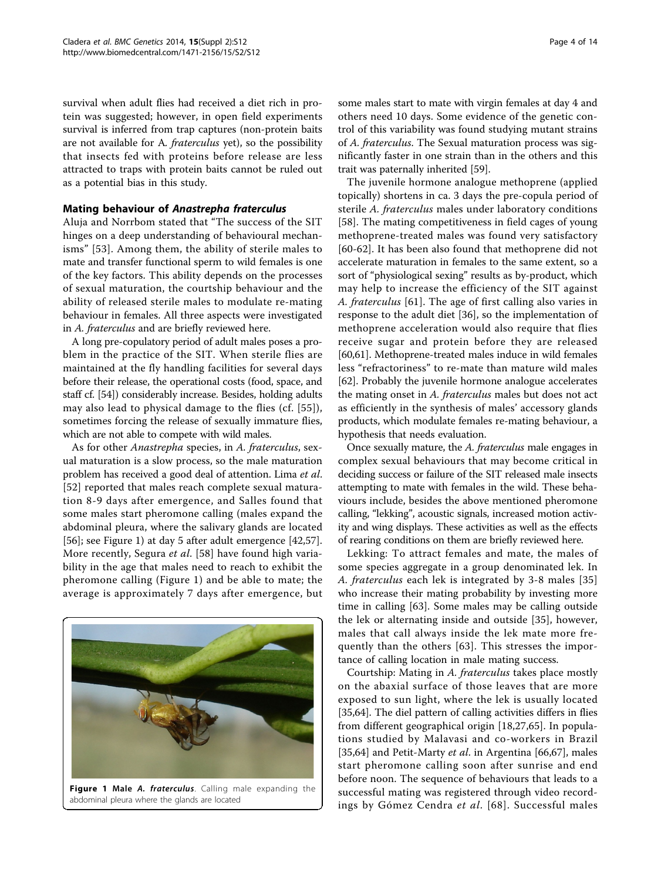survival when adult flies had received a diet rich in protein was suggested; however, in open field experiments survival is inferred from trap captures (non-protein baits are not available for A. *fraterculus* yet), so the possibility that insects fed with proteins before release are less attracted to traps with protein baits cannot be ruled out as a potential bias in this study.

## Mating behaviour of *Anastrepha fraterculus*

Aluja and Norrbom stated that "The success of the SIT hinges on a deep understanding of behavioural mechanisms" [53]. Among them, the ability of sterile males to mate and transfer functional sperm to wild females is one of the key factors. This ability depends on the processes of sexual maturation, the courtship behaviour and the ability of released sterile males to modulate re-mating behaviour in females. All three aspects were investigated in *A. fraterculus* and are briefly reviewed here.

A long pre-copulatory period of adult males poses a problem in the practice of the SIT. When sterile flies are maintained at the fly handling facilities for several days before their release, the operational costs (food, space, and staff cf. [54]) considerably increase. Besides, holding adults may also lead to physical damage to the flies (cf. [55]), sometimes forcing the release of sexually immature flies, which are not able to compete with wild males.

As for other *Anastrepha* species, in *A. fraterculus*, sexual maturation is a slow process, so the male maturation problem has received a good deal of attention. Lima *et al.* [52] reported that males reach complete sexual maturation 8-9 days after emergence, and Salles found that some males start pheromone calling (males expand the abdominal pleura, where the salivary glands are located [56]; see Figure 1) at day 5 after adult emergence [42,57]. More recently, Segura *et al.* [58] have found high variability in the age that males need to reach to exhibit the pheromone calling (Figure 1) and be able to mate; the average is approximately 7 days after emergence, but some males start to mate with virgin females at day 4 and others need 10 days. Some evidence of the genetic control of this variability was found studying mutant strains of *A. fraterculus*. The Sexual maturation process was significantly faster in one strain than in the others and this trait was paternally inherited [59].

**Figure 1 Male *A. fraterculus*.** Calling male expanding the abdominal pleura where the glands are located

The juvenile hormone analogue methoprene (applied topically) shortens in ca. 3 days the pre-copula period of sterile *A. fraterculus* males under laboratory conditions [58]. The mating competitiveness in field cages of young methoprene-treated males was found very satisfactory [60-62]. It has been also found that methoprene did not accelerate maturation in females to the same extent, so a sort of "physiological sexing" results as by-product, which may help to increase the efficiency of the SIT against *A. fraterculus* [61]. The age of first calling also varies in response to the adult diet [36], so the implementation of methoprene acceleration would also require that flies receive sugar and protein before they are released [60,61]. Methoprene-treated males induce in wild females less "refractoriness" to re-mate than mature wild males [62]. Probably the juvenile hormone analogue accelerates the mating onset in *A. fraterculus* males but does not act as efficiently in the synthesis of males' accessory glands products, which modulate females re-mating behaviour, a hypothesis that needs evaluation.

Once sexually mature, the *A. fraterculus* male engages in complex sexual behaviours that may become critical in deciding success or failure of the SIT released male insects attempting to mate with females in the wild. These behaviours include, besides the above mentioned pheromone calling, "lekking", acoustic signals, increased motion activity and wing displays. These activities as well as the effects of rearing conditions on them are briefly reviewed here.

Lekking: To attract females and mate, the males of some species aggregate in a group denominated lek. In *A. fraterculus* each lek is integrated by 3-8 males [35] who increase their mating probability by investing more time in calling [63]. Some males may be calling outside the lek or alternating inside and outside [35], however, males that call always inside the lek mate more frequently than the others [63]. This stresses the importance of calling location in male mating success.

Courtship: Mating in *A. fraterculus* takes place mostly on the abaxial surface of those leaves that are more exposed to sun light, where the lek is usually located [35,64]. The diel pattern of calling activities differs in flies from different geographical origin [18,27,65]. In populations studied by Malavasi and co-workers in Brazil [35,64] and Petit-Marty *et al.* in Argentina [66,67], males start pheromone calling soon after sunrise and end before noon. The sequence of behaviours that leads to a successful mating was registered through video recordings by Gómez Cendra *et al.* [68]. Successful males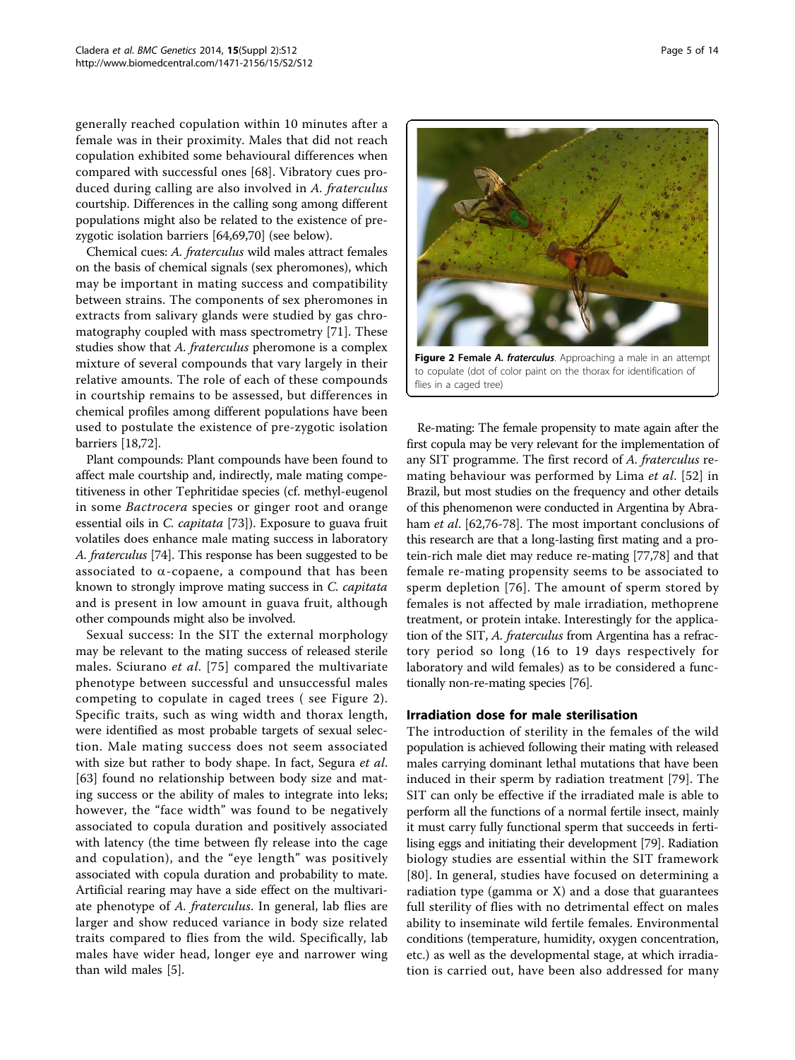generally reached copulation within 10 minutes after a female was in their proximity. Males that did not reach copulation exhibited some behavioural differences when compared with successful ones [68]. Vibratory cues produced during calling are also involved in *A. fraterculus* courtship. Differences in the calling song among different populations might also be related to the existence of prezygotic isolation barriers [64,69,70] (see below).

Chemical cues: *A. fraterculus* wild males attract females on the basis of chemical signals (sex pheromones), which may be important in mating success and compatibility between strains. The components of sex pheromones in extracts from salivary glands were studied by gas chromatography coupled with mass spectrometry [71]. These studies show that *A. fraterculus* pheromone is a complex mixture of several compounds that vary largely in their relative amounts. The role of each of these compounds in courtship remains to be assessed, but differences in chemical profiles among different populations have been used to postulate the existence of pre-zygotic isolation barriers [18,72].

Plant compounds: Plant compounds have been found to affect male courtship and, indirectly, male mating competitiveness in other Tephritidae species (cf. methyl-eugenol in some *Bactrocera* species or ginger root and orange essential oils in *C. capitata* [73]). Exposure to guava fruit volatiles does enhance male mating success in laboratory *A. fraterculus* [74]. This response has been suggested to be associated to $\alpha$-copaene, a compound that has been known to strongly improve mating success in *C. capitata* and is present in low amount in guava fruit, although other compounds might also be involved.

Sexual success: In the SIT the external morphology may be relevant to the mating success of released sterile males. Sciurano *et al*. [75] compared the multivariate phenotype between successful and unsuccessful males competing to copulate in caged trees ( see Figure 2). Specific traits, such as wing width and thorax length, were identified as most probable targets of sexual selection. Male mating success does not seem associated with size but rather to body shape. In fact, Segura *et al*. [63] found no relationship between body size and mating success or the ability of males to integrate into leks; however, the "face width" was found to be negatively associated to copula duration and positively associated with latency (the time between fly release into the cage and copulation), and the "eye length" was positively associated with copula duration and probability to mate. Artificial rearing may have a side effect on the multivariate phenotype of *A. fraterculus*. In general, lab flies are larger and show reduced variance in body size related traits compared to flies from the wild. Specifically, lab males have wider head, longer eye and narrower wing than wild males [5].

**Figure 2 Female *A. fraterculus*.** Approaching a male in an attempt to copulate (dot of color paint on the thorax for identification of flies in a caged tree)

Re-mating: The female propensity to mate again after the first copula may be very relevant for the implementation of any SIT programme. The first record of *A. fraterculus* re-mating behaviour was performed by Lima *et al*. [52] in Brazil, but most studies on the frequency and other details of this phenomenon were conducted in Argentina by Abraham *et al*. [62,76-78]. The most important conclusions of this research are that a long-lasting first mating and a protein-rich male diet may reduce re-mating [77,78] and that female re-mating propensity seems to be associated to sperm depletion [76]. The amount of sperm stored by females is not affected by male irradiation, methoprene treatment, or protein intake. Interestingly for the application of the SIT, *A. fraterculus* from Argentina has a refractory period so long (16 to 19 days respectively for laboratory and wild females) as to be considered a functionally non-re-mating species [76].

## Irradiation dose for male sterilisation

The introduction of sterility in the females of the wild population is achieved following their mating with released males carrying dominant lethal mutations that have been induced in their sperm by radiation treatment [79]. The SIT can only be effective if the irradiated male is able to perform all the functions of a normal fertile insect, mainly it must carry fully functional sperm that succeeds in fertilising eggs and initiating their development [79]. Radiation biology studies are essential within the SIT framework [80]. In general, studies have focused on determining a radiation type (gamma or X) and a dose that guarantees full sterility of flies with no detrimental effect on males ability to inseminate wild fertile females. Environmental conditions (temperature, humidity, oxygen concentration, etc.) as well as the developmental stage, at which irradiation is carried out, have been also addressed for many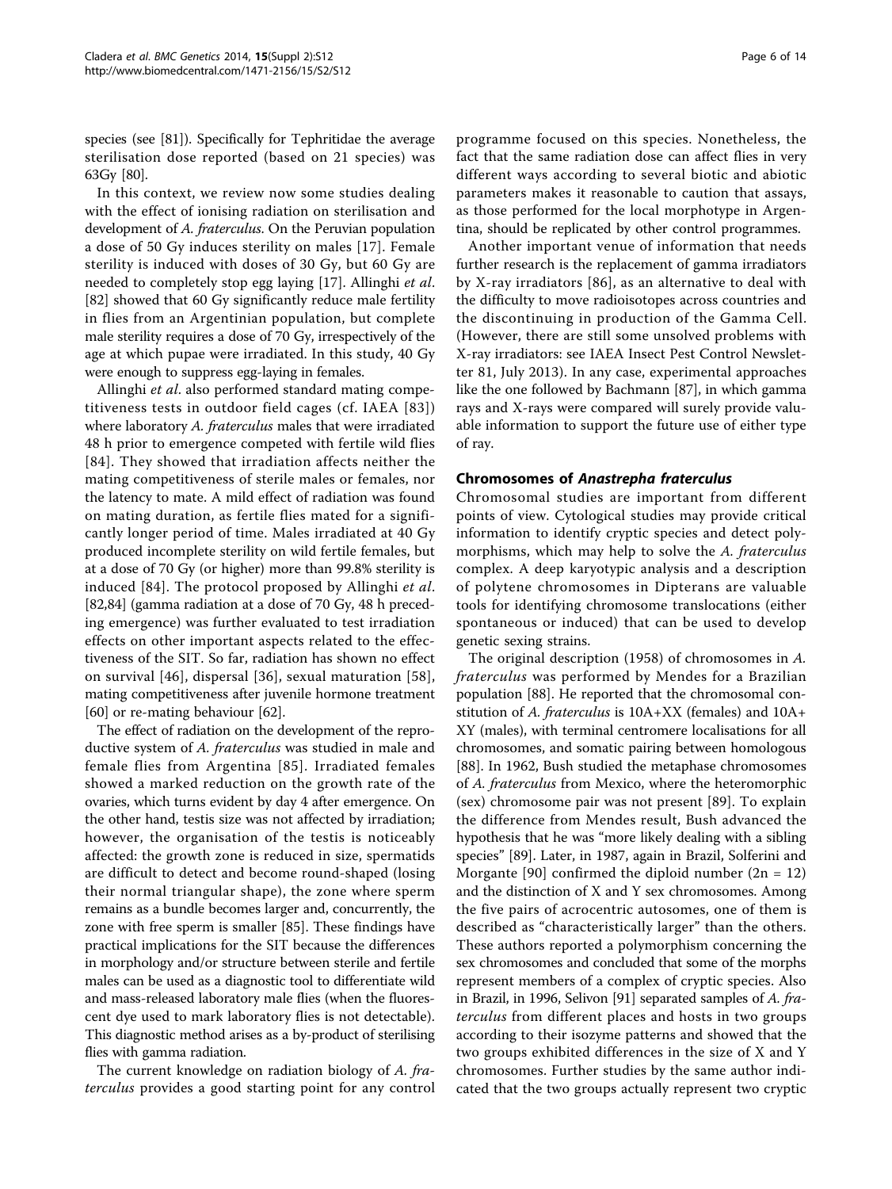species (see [81]). Specifically for Tephritidae the average sterilisation dose reported (based on 21 species) was 63Gy [80].

In this context, we review now some studies dealing with the effect of ionising radiation on sterilisation and development of *A. fraterculus*. On the Peruvian population a dose of 50 Gy induces sterility on males [17]. Female sterility is induced with doses of 30 Gy, but 60 Gy are needed to completely stop egg laying [17]. Allinghi *et al*. [82] showed that 60 Gy significantly reduce male fertility in flies from an Argentinian population, but complete male sterility requires a dose of 70 Gy, irrespectively of the age at which pupae were irradiated. In this study, 40 Gy were enough to suppress egg-laying in females.

Allinghi *et al*. also performed standard mating competitiveness tests in outdoor field cages (cf. IAEA [83]) where laboratory *A. fraterculus* males that were irradiated 48 h prior to emergence competed with fertile wild flies [84]. They showed that irradiation affects neither the mating competitiveness of sterile males or females, nor the latency to mate. A mild effect of radiation was found on mating duration, as fertile flies mated for a significantly longer period of time. Males irradiated at 40 Gy produced incomplete sterility on wild fertile females, but at a dose of 70 Gy (or higher) more than 99.8% sterility is induced [84]. The protocol proposed by Allinghi *et al*. [82,84] (gamma radiation at a dose of 70 Gy, 48 h preceding emergence) was further evaluated to test irradiation effects on other important aspects related to the effectiveness of the SIT. So far, radiation has shown no effect on survival [46], dispersal [36], sexual maturation [58], mating competitiveness after juvenile hormone treatment [60] or re-mating behaviour [62].

The effect of radiation on the development of the reproductive system of *A. fraterculus* was studied in male and female flies from Argentina [85]. Irradiated females showed a marked reduction on the growth rate of the ovaries, which turns evident by day 4 after emergence. On the other hand, testis size was not affected by irradiation; however, the organisation of the testis is noticeably affected: the growth zone is reduced in size, spermatids are difficult to detect and become round-shaped (losing their normal triangular shape), the zone where sperm remains as a bundle becomes larger and, concurrently, the zone with free sperm is smaller [85]. These findings have practical implications for the SIT because the differences in morphology and/or structure between sterile and fertile males can be used as a diagnostic tool to differentiate wild and mass-released laboratory male flies (when the fluorescent dye used to mark laboratory flies is not detectable). This diagnostic method arises as a by-product of sterilising flies with gamma radiation.

The current knowledge on radiation biology of *A. fraterculus* provides a good starting point for any control programme focused on this species. Nonetheless, the fact that the same radiation dose can affect flies in very different ways according to several biotic and abiotic parameters makes it reasonable to caution that assays, as those performed for the local morphotype in Argentina, should be replicated by other control programmes.

Another important venue of information that needs further research is the replacement of gamma irradiators by X-ray irradiators [86], as an alternative to deal with the difficulty to move radioisotopes across countries and the discontinuing in production of the Gamma Cell. (However, there are still some unsolved problems with X-ray irradiators: see IAEA Insect Pest Control Newsletter 81, July 2013). In any case, experimental approaches like the one followed by Bachmann [87], in which gamma rays and X-rays were compared will surely provide valuable information to support the future use of either type of ray.

## Chromosomes of *Anastrepha fraterculus*

Chromosomal studies are important from different points of view. Cytological studies may provide critical information to identify cryptic species and detect polymorphisms, which may help to solve the *A. fraterculus* complex. A deep karyotypic analysis and a description of polytene chromosomes in Dipterans are valuable tools for identifying chromosome translocations (either spontaneous or induced) that can be used to develop genetic sexing strains.

The original description (1958) of chromosomes in *A. fraterculus* was performed by Mendes for a Brazilian population [88]. He reported that the chromosomal constitution of *A. fraterculus* is 10A+XX (females) and 10A+XY (males), with terminal centromere localisations for all chromosomes, and somatic pairing between homologous [88]. In 1962, Bush studied the metaphase chromosomes of *A. fraterculus* from Mexico, where the heteromorphic (sex) chromosome pair was not present [89]. To explain the difference from Mendes result, Bush advanced the hypothesis that he was "more likely dealing with a sibling species" [89]. Later, in 1987, again in Brazil, Solferini and Morgante [90] confirmed the diploid number ($2n = 12$) and the distinction of X and Y sex chromosomes. Among the five pairs of acrocentric autosomes, one of them is described as "characteristically larger" than the others. These authors reported a polymorphism concerning the sex chromosomes and concluded that some of the morphs represent members of a complex of cryptic species. Also in Brazil, in 1996, Selivon [91] separated samples of *A. fraterculus* from different places and hosts in two groups according to their isozyme patterns and showed that the two groups exhibited differences in the size of X and Y chromosomes. Further studies by the same author indicated that the two groups actually represent two cryptic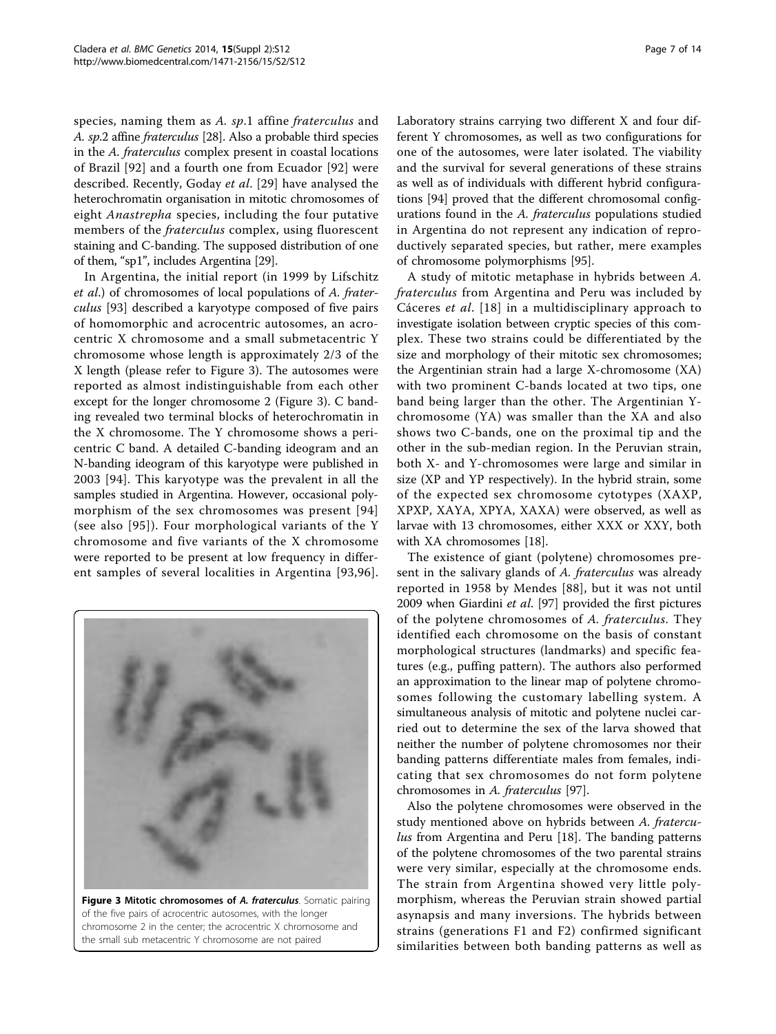species, naming them as *A. sp*.1 affine *fraterculus* and *A. sp*.2 affine *fraterculus* [28]. Also a probable third species in the *A. fraterculus* complex present in coastal locations of Brazil [92] and a fourth one from Ecuador [92] were described. Recently, Goday *et al*. [29] have analysed the heterochromatin organisation in mitotic chromosomes of eight *Anastrepha* species, including the four putative members of the *fraterculus* complex, using fluorescent staining and C-banding. The supposed distribution of one of them, "sp1", includes Argentina [29].

In Argentina, the initial report (in 1999 by Lifschitz *et al*.) of chromosomes of local populations of *A. fraterculus* [93] described a karyotype composed of five pairs of homomorphic and acrocentric autosomes, an acrocentric X chromosome and a small submetacentric Y chromosome whose length is approximately 2/3 of the X length (please refer to Figure 3). The autosomes were reported as almost indistinguishable from each other except for the longer chromosome 2 (Figure 3). C banding revealed two terminal blocks of heterochromatin in the X chromosome. The Y chromosome shows a pericentric C band. A detailed C-banding ideogram and an N-banding ideogram of this karyotype were published in 2003 [94]. This karyotype was the prevalent in all the samples studied in Argentina. However, occasional polymorphism of the sex chromosomes was present [94] (see also [95]). Four morphological variants of the Y chromosome and five variants of the X chromosome were reported to be present at low frequency in different samples of several localities in Argentina [93,96].

**Figure 3 Mitotic chromosomes of *A. fraterculus***. Somatic pairing of the five pairs of acrocentric autosomes, with the longer chromosome 2 in the center; the acrocentric X chromosome and the small sub metacentric Y chromosome are not paired

Laboratory strains carrying two different X and four different Y chromosomes, as well as two configurations for one of the autosomes, were later isolated. The viability and the survival for several generations of these strains as well as of individuals with different hybrid configurations [94] proved that the different chromosomal configurations found in the *A. fraterculus* populations studied in Argentina do not represent any indication of reproductively separated species, but rather, mere examples of chromosome polymorphisms [95].

A study of mitotic metaphase in hybrids between *A. fraterculus* from Argentina and Peru was included by Cáceres *et al*. [18] in a multidisciplinary approach to investigate isolation between cryptic species of this complex. These two strains could be differentiated by the size and morphology of their mitotic sex chromosomes; the Argentinian strain had a large X-chromosome (XA) with two prominent C-bands located at two tips, one band being larger than the other. The Argentinian Y-chromosome (YA) was smaller than the XA and also shows two C-bands, one on the proximal tip and the other in the sub-median region. In the Peruvian strain, both X- and Y-chromosomes were large and similar in size (XP and YP respectively). In the hybrid strain, some of the expected sex chromosome cytotypes (XAXP, XPXP, XAYA, XPYA, XAXA) were observed, as well as larvae with 13 chromosomes, either XXX or XXY, both with XA chromosomes [18].

The existence of giant (polytene) chromosomes present in the salivary glands of *A. fraterculus* was already reported in 1958 by Mendes [88], but it was not until 2009 when Giardini *et al*. [97] provided the first pictures of the polytene chromosomes of *A. fraterculus*. They identified each chromosome on the basis of constant morphological structures (landmarks) and specific features (e.g., puffing pattern). The authors also performed an approximation to the linear map of polytene chromosomes following the customary labelling system. A simultaneous analysis of mitotic and polytene nuclei carried out to determine the sex of the larva showed that neither the number of polytene chromosomes nor their banding patterns differentiate males from females, indicating that sex chromosomes do not form polytene chromosomes in *A. fraterculus* [97].

Also the polytene chromosomes were observed in the study mentioned above on hybrids between *A. fraterculus* from Argentina and Peru [18]. The banding patterns of the polytene chromosomes of the two parental strains were very similar, especially at the chromosome ends. The strain from Argentina showed very little polymorphism, whereas the Peruvian strain showed partial asynapsis and many inversions. The hybrids between strains (generations F1 and F2) confirmed significant similarities between both banding patterns as well as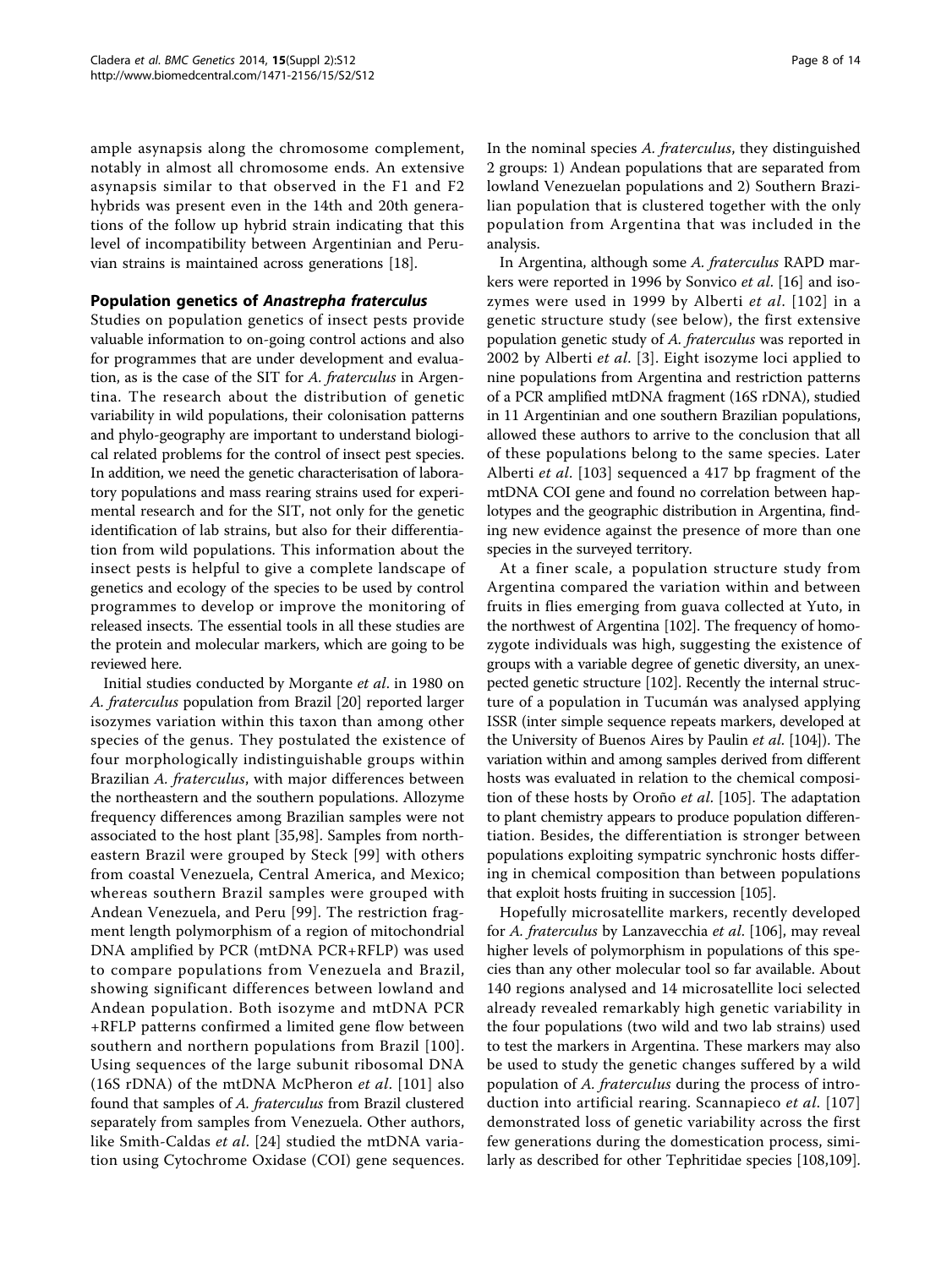ample asynapsis along the chromosome complement, notably in almost all chromosome ends. An extensive asynapsis similar to that observed in the F1 and F2 hybrids was present even in the 14th and 20th generations of the follow up hybrid strain indicating that this level of incompatibility between Argentinian and Peruvian strains is maintained across generations [18].

### Population genetics of *Anastrepha fraterculus*

Studies on population genetics of insect pests provide valuable information to on-going control actions and also for programmes that are under development and evaluation, as is the case of the SIT for *A. fraterculus* in Argentina. The research about the distribution of genetic variability in wild populations, their colonisation patterns and phylo-geography are important to understand biological related problems for the control of insect pest species. In addition, we need the genetic characterisation of laboratory populations and mass rearing strains used for experimental research and for the SIT, not only for the genetic identification of lab strains, but also for their differentiation from wild populations. This information about the insect pests is helpful to give a complete landscape of genetics and ecology of the species to be used by control programmes to develop or improve the monitoring of released insects. The essential tools in all these studies are the protein and molecular markers, which are going to be reviewed here.

Initial studies conducted by Morgante *et al*. in 1980 on *A. fraterculus* population from Brazil [20] reported larger isozymes variation within this taxon than among other species of the genus. They postulated the existence of four morphologically indistinguishable groups within Brazilian *A. fraterculus*, with major differences between the northeastern and the southern populations. Allozyme frequency differences among Brazilian samples were not associated to the host plant [35,98]. Samples from northeastern Brazil were grouped by Steck [99] with others from coastal Venezuela, Central America, and Mexico; whereas southern Brazil samples were grouped with Andean Venezuela, and Peru [99]. The restriction fragment length polymorphism of a region of mitochondrial DNA amplified by PCR (mtDNA PCR+RFLP) was used to compare populations from Venezuela and Brazil, showing significant differences between lowland and Andean population. Both isozyme and mtDNA PCR +RFLP patterns confirmed a limited gene flow between southern and northern populations from Brazil [100]. Using sequences of the large subunit ribosomal DNA (16S rDNA) of the mtDNA McPheron *et al*. [101] also found that samples of *A. fraterculus* from Brazil clustered separately from samples from Venezuela. Other authors, like Smith-Caldas *et al*. [24] studied the mtDNA variation using Cytochrome Oxidase (COI) gene sequences. In the nominal species *A. fraterculus*, they distinguished 2 groups: 1) Andean populations that are separated from lowland Venezuelan populations and 2) Southern Brazilian population that is clustered together with the only population from Argentina that was included in the analysis.

In Argentina, although some *A. fraterculus* RAPD markers were reported in 1996 by Sonvico *et al*. [16] and isozymes were used in 1999 by Alberti *et al*. [102] in a genetic structure study (see below), the first extensive population genetic study of *A. fraterculus* was reported in 2002 by Alberti *et al*. [3]. Eight isozyme loci applied to nine populations from Argentina and restriction patterns of a PCR amplified mtDNA fragment (16S rDNA), studied in 11 Argentinian and one southern Brazilian populations, allowed these authors to arrive to the conclusion that all of these populations belong to the same species. Later Alberti *et al*. [103] sequenced a 417 bp fragment of the mtDNA COI gene and found no correlation between haplotypes and the geographic distribution in Argentina, finding new evidence against the presence of more than one species in the surveyed territory.

At a finer scale, a population structure study from Argentina compared the variation within and between fruits in flies emerging from guava collected at Yuto, in the northwest of Argentina [102]. The frequency of homozygote individuals was high, suggesting the existence of groups with a variable degree of genetic diversity, an unexpected genetic structure [102]. Recently the internal structure of a population in Tucumán was analysed applying ISSR (inter simple sequence repeats markers, developed at the University of Buenos Aires by Paulin *et al*. [104]). The variation within and among samples derived from different hosts was evaluated in relation to the chemical composition of these hosts by Oroño *et al*. [105]. The adaptation to plant chemistry appears to produce population differentiation. Besides, the differentiation is stronger between populations exploiting sympatric synchronic hosts differing in chemical composition than between populations that exploit hosts fruiting in succession [105].

Hopefully microsatellite markers, recently developed for *A. fraterculus* by Lanzavecchia *et al*. [106], may reveal higher levels of polymorphism in populations of this species than any other molecular tool so far available. About 140 regions analysed and 14 microsatellite loci selected already revealed remarkably high genetic variability in the four populations (two wild and two lab strains) used to test the markers in Argentina. These markers may also be used to study the genetic changes suffered by a wild population of *A. fraterculus* during the process of introduction into artificial rearing. Scannapieco *et al*. [107] demonstrated loss of genetic variability across the first few generations during the domestication process, similarly as described for other Tephritidae species [108,109].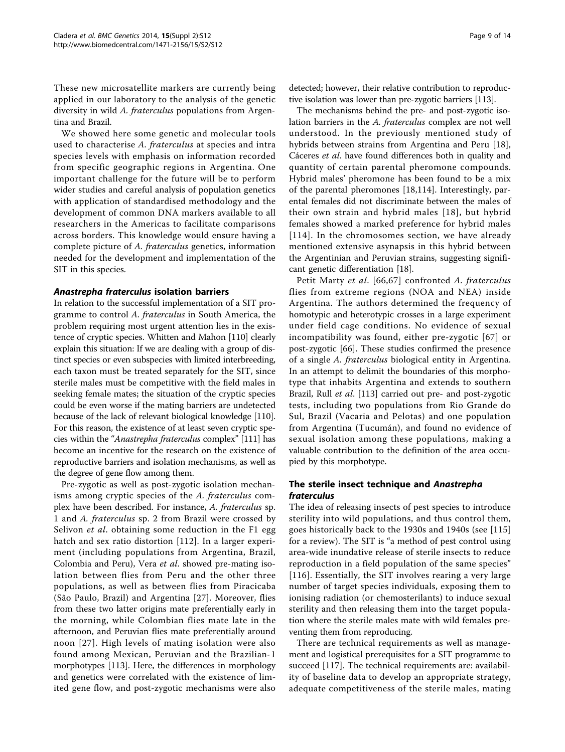These new microsatellite markers are currently being applied in our laboratory to the analysis of the genetic diversity in wild *A. fraterculus* populations from Argentina and Brazil.

We showed here some genetic and molecular tools used to characterise *A. fraterculus* at species and intra species levels with emphasis on information recorded from specific geographic regions in Argentina. One important challenge for the future will be to perform wider studies and careful analysis of population genetics with application of standardised methodology and the development of common DNA markers available to all researchers in the Americas to facilitate comparisons across borders. This knowledge would ensure having a complete picture of *A. fraterculus* genetics, information needed for the development and implementation of the SIT in this species.

#### *Anastrepha fraterculus* isolation barriers

In relation to the successful implementation of a SIT programme to control *A. fraterculus* in South America, the problem requiring most urgent attention lies in the existence of cryptic species. Whitten and Mahon [110] clearly explain this situation: If we are dealing with a group of distinct species or even subspecies with limited interbreeding, each taxon must be treated separately for the SIT, since sterile males must be competitive with the field males in seeking female mates; the situation of the cryptic species could be even worse if the mating barriers are undetected because of the lack of relevant biological knowledge [110]. For this reason, the existence of at least seven cryptic species within the "*Anastrepha fraterculus* complex" [111] has become an incentive for the research on the existence of reproductive barriers and isolation mechanisms, as well as the degree of gene flow among them.

Pre-zygotic as well as post-zygotic isolation mechanisms among cryptic species of the *A. fraterculus* complex have been described. For instance, *A. fraterculus* sp. 1 and *A. fraterculus* sp. 2 from Brazil were crossed by Selivon *et al*. obtaining some reduction in the F1 egg hatch and sex ratio distortion [112]. In a larger experiment (including populations from Argentina, Brazil, Colombia and Peru), Vera *et al*. showed pre-mating isolation between flies from Peru and the other three populations, as well as between flies from Piracicaba (São Paulo, Brazil) and Argentina [27]. Moreover, flies from these two latter origins mate preferentially early in the morning, while Colombian flies mate late in the afternoon, and Peruvian flies mate preferentially around noon [27]. High levels of mating isolation were also found among Mexican, Peruvian and the Brazilian-1 morphotypes [113]. Here, the differences in morphology and genetics were correlated with the existence of limited gene flow, and post-zygotic mechanisms were also detected; however, their relative contribution to reproductive isolation was lower than pre-zygotic barriers [113].

The mechanisms behind the pre- and post-zygotic isolation barriers in the *A. fraterculus* complex are not well understood. In the previously mentioned study of hybrids between strains from Argentina and Peru [18], Cáceres *et al*. have found differences both in quality and quantity of certain parental pheromone compounds. Hybrid males' pheromone has been found to be a mix of the parental pheromones [18,114]. Interestingly, parental females did not discriminate between the males of their own strain and hybrid males [18], but hybrid females showed a marked preference for hybrid males [114]. In the chromosomes section, we have already mentioned extensive asynapsis in this hybrid between the Argentinian and Peruvian strains, suggesting significant genetic differentiation [18].

Petit Marty *et al*. [66,67] confronted *A. fraterculus* flies from extreme regions (NOA and NEA) inside Argentina. The authors determined the frequency of homotypic and heterotypic crosses in a large experiment under field cage conditions. No evidence of sexual incompatibility was found, either pre-zygotic [67] or post-zygotic [66]. These studies confirmed the presence of a single *A. fraterculus* biological entity in Argentina. In an attempt to delimit the boundaries of this morphotype that inhabits Argentina and extends to southern Brazil, Rull *et al*. [113] carried out pre- and post-zygotic tests, including two populations from Rio Grande do Sul, Brazil (Vacaria and Pelotas) and one population from Argentina (Tucumán), and found no evidence of sexual isolation among these populations, making a valuable contribution to the definition of the area occupied by this morphotype.

### The sterile insect technique and *Anastrepha fraterculus*

The idea of releasing insects of pest species to introduce sterility into wild populations, and thus control them, goes historically back to the 1930s and 1940s (see [115] for a review). The SIT is "a method of pest control using area-wide inundative release of sterile insects to reduce reproduction in a field population of the same species" [116]. Essentially, the SIT involves rearing a very large number of target species individuals, exposing them to ionising radiation (or chemosterilants) to induce sexual sterility and then releasing them into the target population where the sterile males mate with wild females preventing them from reproducing.

There are technical requirements as well as management and logistical prerequisites for a SIT programme to succeed [117]. The technical requirements are: availability of baseline data to develop an appropriate strategy, adequate competitiveness of the sterile males, mating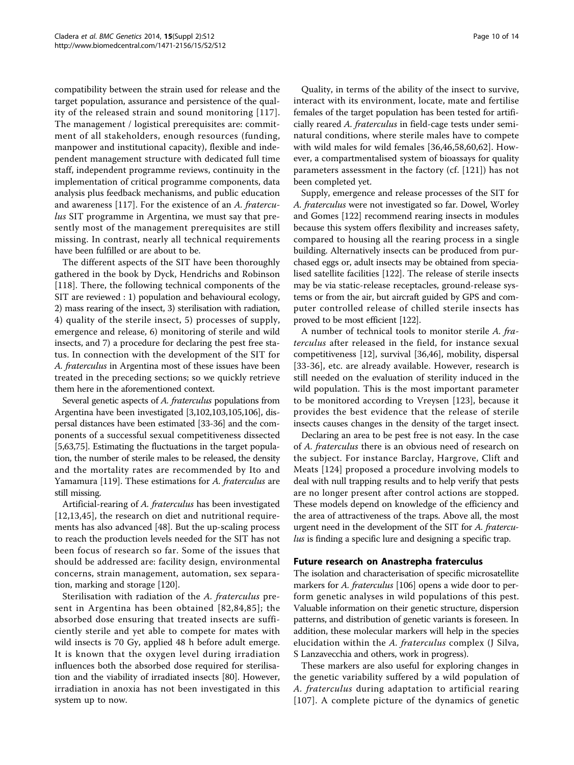compatibility between the strain used for release and the target population, assurance and persistence of the quality of the released strain and sound monitoring [117]. The management / logistical prerequisites are: commitment of all stakeholders, enough resources (funding, manpower and institutional capacity), flexible and independent management structure with dedicated full time staff, independent programme reviews, continuity in the implementation of critical programme components, data analysis plus feedback mechanisms, and public education and awareness [117]. For the existence of an *A. fraterculus* SIT programme in Argentina, we must say that presently most of the management prerequisites are still missing. In contrast, nearly all technical requirements have been fulfilled or are about to be.

The different aspects of the SIT have been thoroughly gathered in the book by Dyck, Hendrichs and Robinson [118]. There, the following technical components of the SIT are reviewed : 1) population and behavioural ecology, 2) mass rearing of the insect, 3) sterilisation with radiation, 4) quality of the sterile insect, 5) processes of supply, emergence and release, 6) monitoring of sterile and wild insects, and 7) a procedure for declaring the pest free status. In connection with the development of the SIT for *A. fraterculus* in Argentina most of these issues have been treated in the preceding sections; so we quickly retrieve them here in the aforementioned context.

Several genetic aspects of *A. fraterculus* populations from Argentina have been investigated [3,102,103,105,106], dispersal distances have been estimated [33-36] and the components of a successful sexual competitiveness dissected [5,63,75]. Estimating the fluctuations in the target population, the number of sterile males to be released, the density and the mortality rates are recommended by Ito and Yamamura [119]. These estimations for *A. fraterculus* are still missing.

Artificial-rearing of *A. fraterculus* has been investigated [12,13,45], the research on diet and nutritional requirements has also advanced [48]. But the up-scaling process to reach the production levels needed for the SIT has not been focus of research so far. Some of the issues that should be addressed are: facility design, environmental concerns, strain management, automation, sex separation, marking and storage [120].

Sterilisation with radiation of the *A. fraterculus* present in Argentina has been obtained [82,84,85]; the absorbed dose ensuring that treated insects are sufficiently sterile and yet able to compete for mates with wild insects is 70 Gy, applied 48 h before adult emerge. It is known that the oxygen level during irradiation influences both the absorbed dose required for sterilisation and the viability of irradiated insects [80]. However, irradiation in anoxia has not been investigated in this system up to now.

Quality, in terms of the ability of the insect to survive, interact with its environment, locate, mate and fertilise females of the target population has been tested for artificially reared *A. fraterculus* in field-cage tests under semi-natural conditions, where sterile males have to compete with wild males for wild females [36,46,58,60,62]. However, a compartmentalised system of bioassays for quality parameters assessment in the factory (cf. [121]) has not been completed yet.

Supply, emergence and release processes of the SIT for *A. fraterculus* were not investigated so far. Dowel, Worley and Gomes [122] recommend rearing insects in modules because this system offers flexibility and increases safety, compared to housing all the rearing process in a single building. Alternatively insects can be produced from purchased eggs or, adult insects may be obtained from specialised satellite facilities [122]. The release of sterile insects may be via static-release receptacles, ground-release systems or from the air, but aircraft guided by GPS and computer controlled release of chilled sterile insects has proved to be most efficient [122].

A number of technical tools to monitor sterile *A. fraterculus* after released in the field, for instance sexual competitiveness [12], survival [36,46], mobility, dispersal [33-36], etc. are already available. However, research is still needed on the evaluation of sterility induced in the wild population. This is the most important parameter to be monitored according to Vreysen [123], because it provides the best evidence that the release of sterile insects causes changes in the density of the target insect.

Declaring an area to be pest free is not easy. In the case of *A. fraterculus* there is an obvious need of research on the subject. For instance Barclay, Hargrove, Clift and Meats [124] proposed a procedure involving models to deal with null trapping results and to help verify that pests are no longer present after control actions are stopped. These models depend on knowledge of the efficiency and the area of attractiveness of the traps. Above all, the most urgent need in the development of the SIT for *A. fraterculus* is finding a specific lure and designing a specific trap.

## Future research on Anastrepha fraterculus

The isolation and characterisation of specific microsatellite markers for *A. fraterculus* [106] opens a wide door to perform genetic analyses in wild populations of this pest. Valuable information on their genetic structure, dispersion patterns, and distribution of genetic variants is foreseen. In addition, these molecular markers will help in the species elucidation within the *A. fraterculus* complex (J Silva, S Lanzavecchia and others, work in progress).

These markers are also useful for exploring changes in the genetic variability suffered by a wild population of *A. fraterculus* during adaptation to artificial rearing [107]. A complete picture of the dynamics of genetic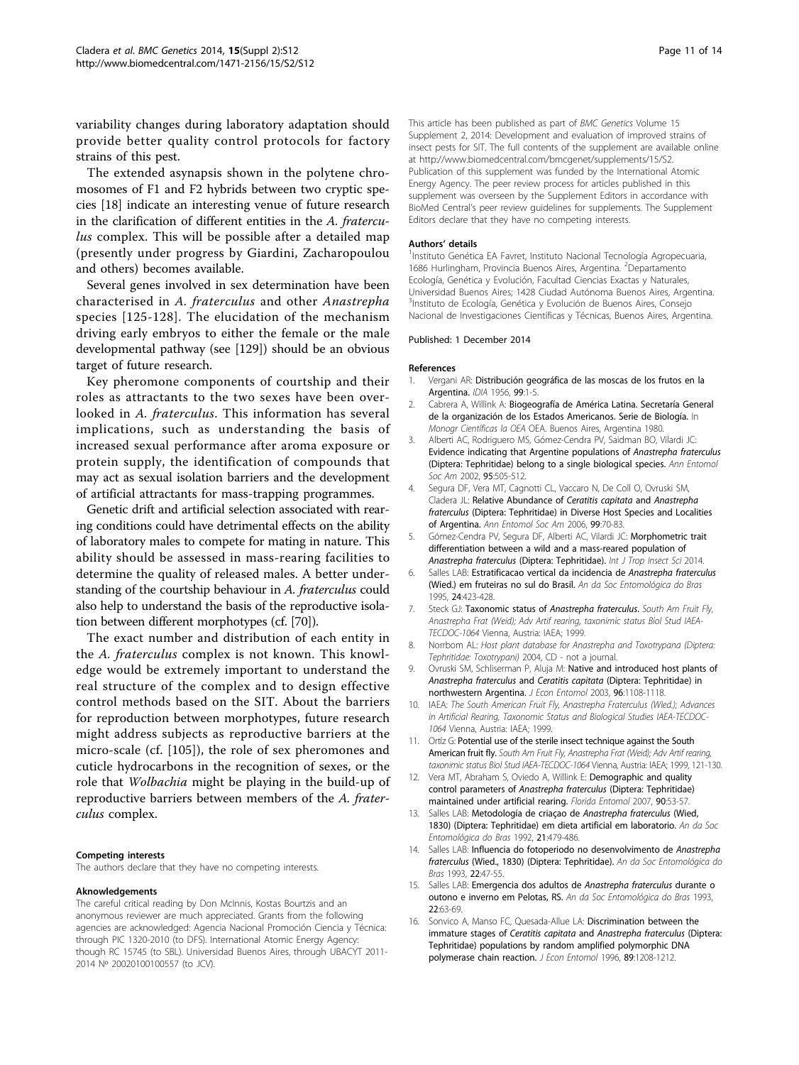variability changes during laboratory adaptation should provide better quality control protocols for factory strains of this pest.

The extended asynapsis shown in the polytene chromosomes of F1 and F2 hybrids between two cryptic species [18] indicate an interesting venue of future research in the clarification of different entities in the *A. fraterculus* complex. This will be possible after a detailed map (presently under progress by Giardini, Zacharopoulou and others) becomes available.

Several genes involved in sex determination have been characterised in *A. fraterculus* and other *Anastrepha* species [125-128]. The elucidation of the mechanism driving early embryos to either the female or the male developmental pathway (see [129]) should be an obvious target of future research.

Key pheromone components of courtship and their roles as attractants to the two sexes have been overlooked in *A. fraterculus*. This information has several implications, such as understanding the basis of increased sexual performance after aroma exposure or protein supply, the identification of compounds that may act as sexual isolation barriers and the development of artificial attractants for mass-trapping programmes.

Genetic drift and artificial selection associated with rearing conditions could have detrimental effects on the ability of laboratory males to compete for mating in nature. This ability should be assessed in mass-rearing facilities to determine the quality of released males. A better understanding of the courtship behaviour in *A. fraterculus* could also help to understand the basis of the reproductive isolation between different morphotypes (cf. [70]).

The exact number and distribution of each entity in the *A. fraterculus* complex is not known. This knowledge would be extremely important to understand the real structure of the complex and to design effective control methods based on the SIT. About the barriers for reproduction between morphotypes, future research might address subjects as reproductive barriers at the micro-scale (cf. [105]), the role of sex pheromones and cuticle hydrocarbons in the recognition of sexes, or the role that *Wolbachia* might be playing in the build-up of reproductive barriers between members of the *A. fraterculus* complex.

#### Competing interests

The authors declare that they have no competing interests.

#### Aknowledgements

The careful critical reading by Don McInnis, Kostas Bourtzis and an anonymous reviewer are much appreciated. Grants from the following agencies are acknowledged: Agencia Nacional Promoción Ciencia y Técnica: through PIC 1320-2010 (to DFS). International Atomic Energy Agency: though RC 15745 (to SBL). Universidad Buenos Aires, through UBACYT 2011-2014 Nº 20020100100557 (to JCV).

This article has been published as part of *BMC Genetics* Volume 15 Supplement 2, 2014: Development and evaluation of improved strains of insect pests for SIT. The full contents of the supplement are available online at http://www.biomedcentral.com/bmcgenet/supplements/15/S2. Publication of this supplement was funded by the International Atomic Energy Agency. The peer review process for articles published in this supplement was overseen by the Supplement Editors in accordance with BioMed Central's peer review guidelines for supplements. The Supplement Editors declare that they have no competing interests.

#### Authors' details

[1]Instituto Genética EA Favret, Instituto Nacional Tecnología Agropecuaria, 1686 Hurlingham, Provincia Buenos Aires, Argentina. [2]Departamento Ecología, Genética y Evolución, Facultad Ciencias Exactas y Naturales, Universidad Buenos Aires; 1428 Ciudad Autónoma Buenos Aires, Argentina. [3]Instituto de Ecología, Genética y Evolución de Buenos Aires, Consejo Nacional de Investigaciones Científicas y Técnicas, Buenos Aires, Argentina.

Published: 1 December 2014

#### References

1. Vergani AR: **Distribución geográfica de las moscas de los frutos en la Argentina.** *IDIA* 1956, **99**:1-5.
2. Cabrera A, Willink A: **Biogeografía de América Latina. Secretaría General de la organización de los Estados Americanos. Serie de Biología.** In *Monogr Científicas la OEA* OEA. Buenos Aires, Argentina 1980.
3. Alberti AC, Rodriguero MS, Gómez-Cendra PV, Saidman BO, Vilardi JC: **Evidence indicating that Argentine populations of *Anastrepha fraterculus* (Diptera: Tephritidae) belong to a single biological species.** *Ann Entomol Soc Am* 2002, **95**:505-512.
4. Segura DF, Vera MT, Cagnotti CL, Vaccaro N, De Coll O, Ovruski SM, Cladera JL: **Relative Abundance of *Ceratitis capitata* and *Anastrepha fraterculus* (Diptera: Tephritidae) in Diverse Host Species and Localities of Argentina.** *Ann Entomol Soc Am* 2006, **99**:70-83.
5. Gómez-Cendra PV, Segura DF, Alberti AC, Vilardi JC: **Morphometric trait differentiation between a wild and a mass-reared population of *Anastrepha fraterculus* (Diptera: Tephritidae).** *Int J Trop Insect Sci* 2014.
6. Salles LAB: **Estratificacao vertical da incidencia de *Anastrepha fraterculus* (Wied.) em fruteiras no sul do Brasil.** *An da Soc Entomológica do Bras* 1995, **24**:423-428.
7. Steck GJ: **Taxonomic status of *Anastrepha fraterculus*.** *South Am Fruit Fly, Anastrepha Frat (Weid); Adv Artif rearing, taxonimic status Biol Stud IAEA-TECDOC-1064* Vienna, Austria: IAEA; 1999.
8. Norrbom AL: *Host plant database for Anastrepha and Toxotrypana (Diptera: Tephritidae: Toxotrypani)* 2004, CD - not a journal.
9. Ovruski SM, Schliserman P, Aluja M: **Native and introduced host plants of *Anastrepha fraterculus* and *Ceratitis capitata* (Diptera: Tephritidae) in northwestern Argentina.** *J Econ Entomol* 2003, **96**:1108-1118.
10. IAEA: *The South American Fruit Fly, Anastrepha Fraterculus (Wied.); Advances in Artificial Rearing, Taxonomic Status and Biological Studies IAEA-TECDOC-1064* Vienna, Austria: IAEA; 1999.
11. Ortíz G: **Potential use of the sterile insect technique against the South American fruit fly.** *South Am Fruit Fly, Anastrepha Frat (Weid); Adv Artif rearing, taxonimic status Biol Stud IAEA-TECDOC-1064* Vienna, Austria: IAEA; 1999, 121-130.
12. Vera MT, Abraham S, Oviedo A, Willink E: **Demographic and quality control parameters of *Anastrepha fraterculus* (Diptera: Tephritidae) maintained under artificial rearing.** *Florida Entomol* 2007, **90**:53-57.
13. Salles LAB: **Metodología de criaçao de *Anastrepha fraterculus* (Wied, 1830) (Diptera: Tephritidae) em dieta artificial em laboratorio.** *An da Soc Entomológica do Bras* 1992, **21**:479-486.
14. Salles LAB: **Influencia do fotoperiodo no desenvolvimento de *Anastrepha fraterculus* (Wied., 1830) (Diptera: Tephritidae).** *An da Soc Entomológica do Bras* 1993, **22**:47-55.
15. Salles LAB: **Emergencia dos adultos de *Anastrepha fraterculus* durante o outono e inverno em Pelotas, RS.** *An da Soc Entomológica do Bras* 1993, **22**:63-69.
16. Sonvico A, Manso FC, Quesada-Allue LA: **Discrimination between the immature stages of *Ceratitis capitata* and *Anastrepha fraterculus* (Diptera: Tephritidae) populations by random amplified polymorphic DNA polymerase chain reaction.** *J Econ Entomol* 1996, **89**:1208-1212.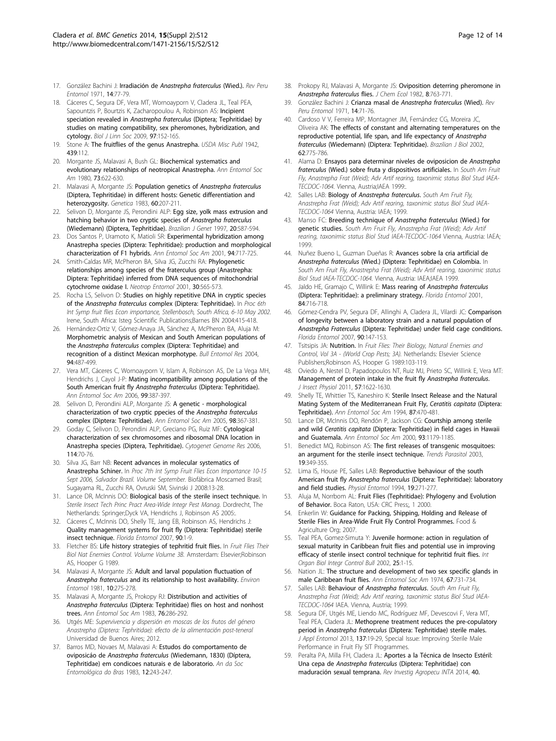17. González Bachini J: Irradiación de *Anastrepha fraterculus* (Wied.). *Rev Peru Entomol* 1971, 14:77-79.
18. Cáceres C, Segura DF, Vera MT, Wornoayporn V, Cladera JL, Teal PEA, Sapountzis P, Bourtzis K, Zacharopoulou A, Robinson AS: Incipient speciation revealed in *Anastrepha fraterculus* (Diptera; Tephritidae) by studies on mating compatibility, sex pheromones, hybridization, and cytology. *Biol J Linn Soc* 2009, 97:152-165.
19. Stone A: The fruitflies of the genus Anastrepha. *USDA Misc Publ* 1942, 439:112.
20. Morgante JS, Malavasi A, Bush GL: Biochemical systematics and evolutionary relationships of neotropical Anastrepha. *Ann Entomol Soc Am* 1980, 73:622-630.
21. Malavasi A, Morgante JS: Population genetics of *Anastrepha fraterculus* (Diptera, Tephritidae) in different hosts: Genetic differentiation and heterozygosity. *Genetica* 1983, 60:207-211.
22. Selivon D, Morgante JS, Perondini ALP: Egg size, yolk mass extrusion and hatching behavior in two cryptic species of *Anastrepha fraterculus* (Wiedemann) (Diptera, Tephritidae). *Brazilian J Genet* 1997, 20:587-594.
23. Dos Santos P, Uramoto K, Matioli SR: Experimental hybridization among Anastrepha species (Diptera: Tephritidae): production and morphological characterization of F1 hybrids. *Ann Entomol Soc Am* 2001, 94:717-725.
24. Smith-Caldas MR, McPheron BA, Silva JG, Zucchi RA: Phylogenetic relationships among species of the fraterculus group (Anastrepha: Diptera: Tephritidae) inferred from DNA sequences of mitochondrial cytochrome oxidase I. *Neotrop Entomol* 2001, 30:565-573.
25. Rocha LS, Selivon D: Studies on highly repetitive DNA in cryptic species of the *Anastrepha fraterculus* complex (Diptera: Tephritidae). In *Proc 6th Int Symp fruit flies Econ importance, Stellenbosch, South Africa, 6-10 May 2002.* Irene, South Africa: Isteg Scientific Publications;Barnes BN 2004:415-418.
26. Hernández-Ortiz V, Gómez-Anaya JA, Sánchez A, McPheron BA, Aluja M: Morphometric analysis of Mexican and South American populations of the *Anastrepha fraterculus* complex (Diptera: Tephritidae) and recognition of a distinct Mexican morphotype. *Bull Entomol Res* 2004, 94:487-499.
27. Vera MT, Cáceres C, Wornoayporn V, Islam A, Robinson AS, De La Vega MH, Hendrichs J, Cayol J-P: Mating incompatibility among populations of the South American fruit fly *Anastrepha fraterculus* (Diptera: Tephritidae). *Ann Entomol Soc Am* 2006, 99:387-397.
28. Selivon D, Perondini ALP, Morgante JS: A genetic - morphological characterization of two cryptic ppecies of the *Anastrepha fraterculus* complex (Diptera: Tephritidae). *Ann Entomol Soc Am* 2005, 98:367-381.
29. Goday C, Selivon D, Perondini ALP, Greciano PG, Ruiz MF: Cytological characterization of sex chromosomes and ribosomal DNA location in Anastrepha species (Diptera, Tephritidae). *Cytogenet Genome Res* 2006, 114:70-76.
30. Silva JG, Barr NB: Recent advances in molecular systematics of Anastrepha Schiner. In *Proc 7th Int Symp Fruit Flies Econ Importance 10-15 Sept 2006, Salvador Brazil. Volume September.* Biofábrica Moscamed Brasil; Sugayama RL, Zucchi RA, Ovruski SM, Sivinski J 2008:13-28.
31. Lance DR, McInnis DO: Biological basis of the sterile insect technique. In *Sterile Insect Tech Princ Pract Area-Wide Integr Pest Manag.* Dordrecht, The Netherlands: Springer;Dyck VA, Hendrichs J, Robinson AS 2005:.
32. Cáceres C, McInnis DO, Shelly TE, Jang EB, Robinson AS, Hendrichs J: Quality management systems for fruit fly (Diptera: Tephritidae) sterile insect technique. *Florida Entomol* 2007, 90:1-9.
33. Fletcher BS: Life history strategies of tephritid fruit flies. In *Fruit Flies Their Biol Nat Enemies Control. Volume Volume 3B.* Amsterdam: Elsevier;Robinson AS, Hooper G 1989.
34. Malavasi A, Morgante JS: Adult and larval population fluctuation of *Anastrepha fraterculus* and its relationship to host availability. *Environ Entomol* 1981, 10:275-278.
35. Malavasi A, Morgante JS, Prokopy RJ: Distribution and activities of *Anastrepha fraterculus* (Diptera: Tephritidae) flies on host and nonhost trees. *Ann Entomol Soc Am* 1983, 76:286-292.
36. Utgés ME: *Supervivencia y dispersión en moscas de los frutos del género Anastrepha (Diptera: Tephritidae): efecto de la alimentación post-teneral* Universidad de Buenos Aires; 2012.
37. Barros MD, Novaes M, Malavasi A: Estudos do comportamento de oviposicáo de *Anastrepha fraterculus* (Wiedemann, 1830) (Diptera, Tephritidae) em condicoes naturais e de laboratorio. *An da Soc Entomológica do Bras* 1983, 12:243-247.
38. Prokopy RJ, Malavasi A, Morgante JS: Oviposition deterring pheromone in *Anastrepha fraterculus* flies. *J Chem Ecol* 1982, 8:763-771.
39. González Bachini J: Crianza masal de *Anastrepha fraterculus* (Wied). *Rev Peru Entomol* 1971, 14:71-76.
40. Cardoso V V, Ferreira MP, Montagner JM, Fernández CG, Moreira JC, Oliveira AK: The effects of constant and alternating temperatures on the reproductive potential, life span, and life expectancy of *Anastrepha fraterculus* (Wiedemann) (Diptera: Tephritidae). *Brazilian J Biol* 2002, 62:775-786.
41. Alama D: Ensayos para determinar niveles de oviposicion de *Anastrepha fraterculus* (Wied.) sobre fruta y dispositivos artificiales. In *South Am Fruit Fly, Anastrepha Frat (Weid); Adv Artif rearing, taxonimic status Biol Stud IAEA-TECDOC-1064.* Vienna, Austria;IAEA 1999:.
42. Salles LAB: Biology of *Anastrepha fraterculus*. *South Am Fruit Fly, Anastrepha Frat (Weid); Adv Artif rearing, taxonimic status Biol Stud IAEA-TECDOC-1064* Vienna, Austria: IAEA; 1999.
43. Manso FC: Breeding technique of *Anastrepha fraterculus* (Wied.) for genetic studies. *South Am Fruit Fly, Anastrepha Frat (Weid); Adv Artif rearing, taxonimic status Biol Stud IAEA-TECDOC-1064* Vienna, Austria: IAEA; 1999.
44. Nuñez Bueno L, Guzman Dueñas R: Avances sobre la cria artificial de *Anastrepha fraterculus* (Wied.) (Diptera: Tephritidae) en Colombia. In *South Am Fruit Fly, Anastrepha Frat (Weid); Adv Artif rearing, taxonimic status Biol Stud IAEA-TECDOC-1064.* Vienna, Austria: IAEA;IAEA 1999.
45. Jaldo HE, Gramajo C, Willink E: Mass rearing of *Anastrepha fraterculus* (Diptera: Tephritidae): a preliminary strategy. *Florida Entomol* 2001, 84:716-718.
46. Gómez-Cendra PV, Segura DF, Allinghi A, Cladera JL, Vilardi JC: Comparison of longevity between a laboratory strain and a natural population of *Anastrepha Fraterculus* (Diptera: Tephritidae) under field cage conditions. *Florida Entomol* 2007, 90:147-153.
47. Tsitsipis JA: Nutrition. In *Fruit Flies: Their Biology, Natural Enemies and Control, Vol 3A - (World Crop Pests; 3A).* Netherlands: Elsevier Science Publishers;Robinson AS, Hooper G 1989:103-119.
48. Oviedo A, Nestel D, Papadopoulos NT, Ruiz MJ, Prieto SC, Willink E, Vera MT: Management of protein intake in the fruit fly *Anastrepha fraterculus*. *J Insect Physiol* 2011, 57:1622-1630.
49. Shelly TE, Whittier TS, Kaneshiro K: Sterile Insect Release and the Natural Mating System of the Mediterranean Fruit Fly, *Ceratitis capitata* (Diptera: Tephritidae). *Ann Entomol Soc Am* 1994, 87:470-481.
50. Lance DR, McInnis DO, Rendón P, Jackson CG: Courtship among sterile and wild *Ceratitis capitata* (Diptera: Tephritidae) in field cages in Hawaii and Guatemala. *Ann Entomol Soc Am* 2000, 93:1179-1185.
51. Benedict MQ, Robinson AS: The first releases of transgenic mosquitoes: an argument for the sterile insect technique. *Trends Parasitol* 2003, 19:349-355.
52. Lima IS, House PE, Salles LAB: Reproductive behaviour of the south American fruit fly *Anastrepha fraterculus* (Diptera: Tephritidae): laboratory and field studies. *Physiol Entomol* 1994, 19:271-277.
53. Aluja M, Norrbom AL: Fruit Flies (Tephritidae): Phylogeny and Evolution of Behavior. Boca Raton, USA: CRC Press;, 1 2000.
54. Enkerlin W: Guidance for Packing, Shipping, Holding and Release of Sterile Flies in Area-Wide Fruit Fly Control Programmes. Food & Agriculture Org; 2007.
55. Teal PEA, Gomez-Simuta Y: Juvenile hormone: action in regulation of sexual maturity in Caribbean fruit flies and potential use in improving efficacy of sterile insect control technique for tephritid fruit flies. *Int Organ Biol Integr Control Bull* 2002, 25:1-15.
56. Nation JL: The structure and development of two sex specific glands in male Caribbean fruit flies. *Ann Entomol Soc Am* 1974, 67:731-734.
57. Salles LAB: Behaviour of *Anastrepha fraterculus*. *South Am Fruit Fly, Anastrepha Frat (Weid); Adv Artif rearing, taxonimic status Biol Stud IAEA-TECDOC-1064* IAEA. Vienna, Austria; 1999.
58. Segura DF, Utgés ME, Liendo MC, Rodríguez MF, Devescovi F, Vera MT, Teal PEA, Cladera JL: Methoprene treatment reduces the pre-copulatory period in *Anastrepha fraterculus* (Diptera: Tephritidae) sterile males. *J Appl Entomol* 2013, 137:19-29, Special Issue: Improving Sterile Male Performance in Fruit Fly SIT Programmes.
59. Peralta PA, Milla FH, Cladera JL: Aportes a la Técnica de Insecto Estéril: Una cepa de *Anastrepha fraterculus* (Diptera: Tephritidae) con maduración sexual temprana. *Rev Investig Agropecu INTA* 2014, 40.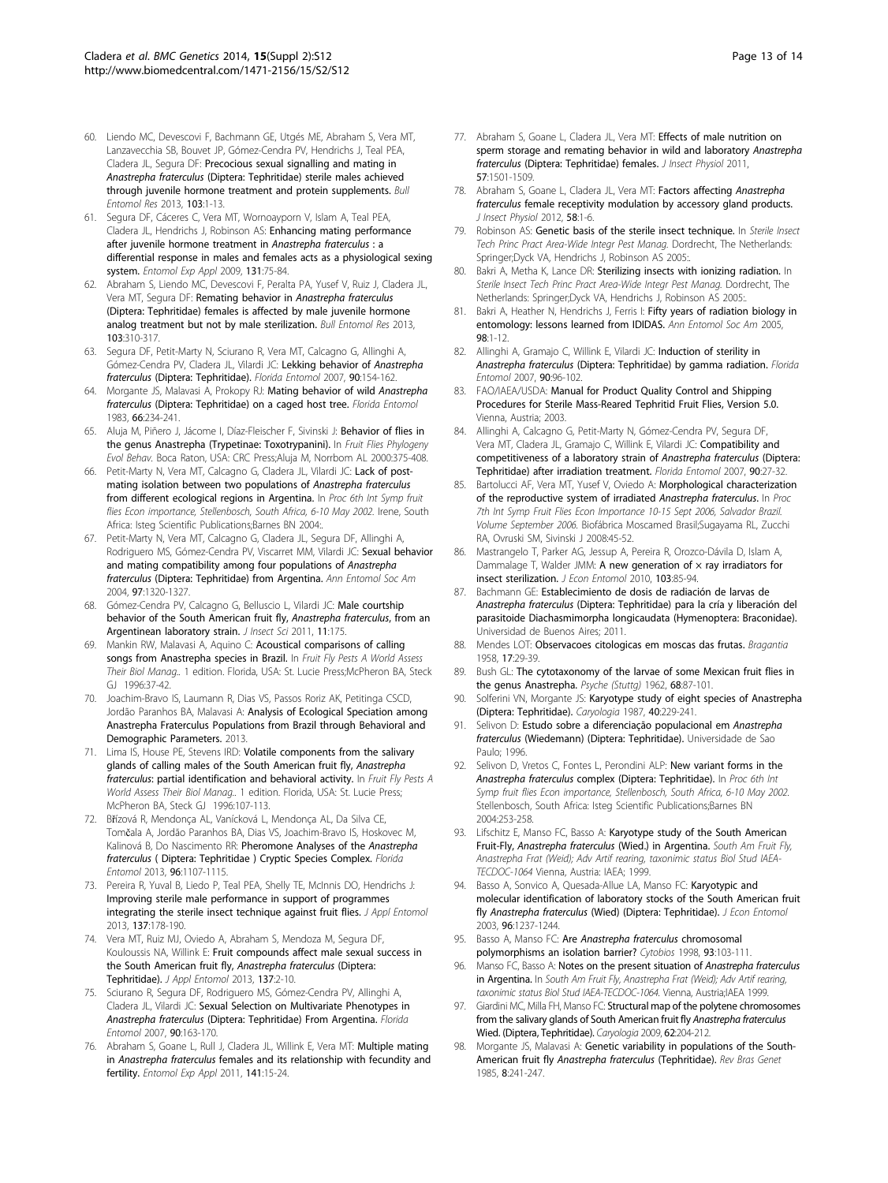60. Liendo MC, Devescovi F, Bachmann GE, Utgés ME, Abraham S, Vera MT, Lanzavecchia SB, Bouvet JP, Gómez-Cendra PV, Hendrichs J, Teal PEA, Cladera JL, Segura DF: **Precocious sexual signalling and mating in *Anastrepha fraterculus* (Diptera: Tephritidae) sterile males achieved through juvenile hormone treatment and protein supplements.** *Bull Entomol Res* 2013, **103**:1-13.
61. Segura DF, Cáceres C, Vera MT, Wornoayporn V, Islam A, Teal PEA, Cladera JL, Hendrichs J, Robinson AS: **Enhancing mating performance after juvenile hormone treatment in *Anastrepha fraterculus* : a differential response in males and females acts as a physiological sexing system.** *Entomol Exp Appl* 2009, **131**:75-84.
62. Abraham S, Liendo MC, Devescovi F, Peralta PA, Yusef V, Ruiz J, Cladera JL, Vera MT, Segura DF: **Remating behavior in *Anastrepha fraterculus* (Diptera: Tephritidae) females is affected by male juvenile hormone analog treatment but not by male sterilization.** *Bull Entomol Res* 2013, **103**:310-317.
63. Segura DF, Petit-Marty N, Sciurano R, Vera MT, Calcagno G, Allinghi A, Gómez-Cendra PV, Cladera JL, Vilardi JC: **Lekking behavior of *Anastrepha fraterculus* (Diptera: Tephritidae).** *Florida Entomol* 2007, **90**:154-162.
64. Morgante JS, Malavasi A, Prokopy RJ: **Mating behavior of wild *Anastrepha fraterculus* (Diptera: Tephritidae) on a caged host tree.** *Florida Entomol* 1983, **66**:234-241.
65. Aluja M, Piñero J, Jácome I, Díaz-Fleischer F, Sivinski J: **Behavior of flies in the genus Anastrepha (Trypetinae: Toxotrypanini).** In *Fruit Flies Phylogeny Evol Behav.* Boca Raton, USA: CRC Press;Aluja M, Norrbom AL 2000:375-408.
66. Petit-Marty N, Vera MT, Calcagno G, Cladera JL, Vilardi JC: **Lack of post-mating isolation between two populations of *Anastrepha fraterculus* from different ecological regions in Argentina.** In *Proc 6th Int Symp fruit flies Econ importance, Stellenbosch, South Africa, 6-10 May 2002.* Irene, South Africa: Isteg Scientific Publications;Barnes BN 2004:.
67. Petit-Marty N, Vera MT, Calcagno G, Cladera JL, Segura DF, Allinghi A, Rodriguero MS, Gómez-Cendra PV, Viscarret MM, Vilardi JC: **Sexual behavior and mating compatibility among four populations of *Anastrepha fraterculus* (Diptera: Tephritidae) from Argentina.** *Ann Entomol Soc Am* 2004, **97**:1320-1327.
68. Gómez-Cendra PV, Calcagno G, Belluscio L, Vilardi JC: **Male courtship behavior of the South American fruit fly, *Anastrepha fraterculus*, from an Argentinean laboratory strain.** *J Insect Sci* 2011, **11**:175.
69. Mankin RW, Malavasi A, Aquino C: **Acoustical comparisons of calling songs from Anastrepha species in Brazil.** In *Fruit Fly Pests A World Assess Their Biol Manag.*. 1 edition. Florida, USA: St. Lucie Press;McPheron BA, Steck GJ 1996:37-42.
70. Joachim-Bravo IS, Laumann R, Dias VS, Passos Roriz AK, Petitinga CSCD, Jordão Paranhos BA, Malavasi A: **Analysis of Ecological Speciation among Anastrepha Fraterculus Populations from Brazil through Behavioral and Demographic Parameters.** 2013.
71. Lima IS, House PE, Stevens IRD: **Volatile components from the salivary glands of calling males of the South American fruit fly, *Anastrepha fraterculus*: partial identification and behavioral activity.** In *Fruit Fly Pests A World Assess Their Biol Manag.*. 1 edition. Florida, USA: St. Lucie Press; McPheron BA, Steck GJ 1996:107-113.
72. Břízová R, Mendonça AL, Vanícková L, Mendonça AL, Da Silva CE, Tomčala A, Jordão Paranhos BA, Dias VS, Joachim-Bravo IS, Hoskovec M, Kalinová B, Do Nascimento RR: **Pheromone Analyses of the *Anastrepha fraterculus* ( Diptera: Tephritidae ) Cryptic Species Complex.** *Florida Entomol* 2013, **96**:1107-1115.
73. Pereira R, Yuval B, Liedo P, Teal PEA, Shelly TE, McInnis DO, Hendrichs J: **Improving sterile male performance in support of programmes integrating the sterile insect technique against fruit flies.** *J Appl Entomol* 2013, **137**:178-190.
74. Vera MT, Ruiz MJ, Oviedo A, Abraham S, Mendoza M, Segura DF, Kouloussis NA, Willink E: **Fruit compounds affect male sexual success in the South American fruit fly, *Anastrepha fraterculus* (Diptera: Tephritidae).** *J Appl Entomol* 2013, **137**:2-10.
75. Sciurano R, Segura DF, Rodriguero MS, Gómez-Cendra PV, Allinghi A, Cladera JL, Vilardi JC: **Sexual Selection on Multivariate Phenotypes in *Anastrepha fraterculus* (Diptera: Tephritidae) From Argentina.** *Florida Entomol* 2007, **90**:163-170.
76. Abraham S, Goane L, Rull J, Cladera JL, Willink E, Vera MT: **Multiple mating in *Anastrepha fraterculus* females and its relationship with fecundity and fertility.** *Entomol Exp Appl* 2011, **141**:15-24.
77. Abraham S, Goane L, Cladera JL, Vera MT: **Effects of male nutrition on sperm storage and remating behavior in wild and laboratory *Anastrepha fraterculus* (Diptera: Tephritidae) females.** *J Insect Physiol* 2011, **57**:1501-1509.
78. Abraham S, Goane L, Cladera JL, Vera MT: **Factors affecting *Anastrepha fraterculus* female receptivity modulation by accessory gland products.** *J Insect Physiol* 2012, **58**:1-6.
79. Robinson AS: **Genetic basis of the sterile insect technique.** In *Sterile Insect Tech Princ Pract Area-Wide Integr Pest Manag.* Dordrecht, The Netherlands: Springer;Dyck VA, Hendrichs J, Robinson AS 2005:.
80. Bakri A, Metha K, Lance DR: **Sterilizing insects with ionizing radiation.** In *Sterile Insect Tech Princ Pract Area-Wide Integr Pest Manag.* Dordrecht, The Netherlands: Springer;Dyck VA, Hendrichs J, Robinson AS 2005:.
81. Bakri A, Heather N, Hendrichs J, Ferris I: **Fifty years of radiation biology in entomology: lessons learned from IDIDAS.** *Ann Entomol Soc Am* 2005, **98**:1-12.
82. Allinghi A, Gramajo C, Willink E, Vilardi JC: **Induction of sterility in *Anastrepha fraterculus* (Diptera: Tephritidae) by gamma radiation.** *Florida Entomol* 2007, **90**:96-102.
83. FAO/IAEA/USDA: **Manual for Product Quality Control and Shipping Procedures for Sterile Mass-Reared Tephritid Fruit Flies, Version 5.0.** Vienna, Austria; 2003.
84. Allinghi A, Calcagno G, Petit-Marty N, Gómez-Cendra PV, Segura DF, Vera MT, Cladera JL, Gramajo C, Willink E, Vilardi JC: **Compatibility and competitiveness of a laboratory strain of *Anastrepha fraterculus* (Diptera: Tephritidae) after irradiation treatment.** *Florida Entomol* 2007, **90**:27-32.
85. Bartolucci AF, Vera MT, Yusef V, Oviedo A: **Morphological characterization of the reproductive system of irradiated *Anastrepha fraterculus*.** In *Proc 7th Int Symp Fruit Flies Econ Importance 10-15 Sept 2006, Salvador Brazil. Volume September 2006.* Biofábrica Moscamed Brasil;Sugayama RL, Zucchi RA, Ovruski SM, Sivinski J 2008:45-52.
86. Mastrangelo T, Parker AG, Jessup A, Pereira R, Orozco-Dávila D, Islam A, Dammalage T, Walder JMM: **A new generation of × ray irradiators for insect sterilization.** *J Econ Entomol* 2010, **103**:85-94.
87. Bachmann GE: **Establecimiento de dosis de radiación de larvas de *Anastrepha fraterculus* (Diptera: Tephritidae) para la cría y liberación del parasitoide Diachasmimorpha longicaudata (Hymenoptera: Braconidae).** Universidad de Buenos Aires; 2011.
88. Mendes LOT: **Observacoes citologicas em moscas das frutas.** *Bragantia* 1958, **17**:29-39.
89. Bush GL: **The cytotaxonomy of the larvae of some Mexican fruit flies in the genus Anastrepha.** *Psyche (Stuttg)* 1962, **68**:87-101.
90. Solferini VN, Morgante JS: **Karyotype study of eight species of Anastrepha (Diptera: Tephritidae).** *Caryologia* 1987, **40**:229-241.
91. Selivon D: **Estudo sobre a diferenciação populacional em *Anastrepha fraterculus* (Wiedemann) (Diptera: Tephritidae).** Universidade de Sao Paulo; 1996.
92. Selivon D, Vretos C, Fontes L, Perondini ALP: **New variant forms in the *Anastrepha fraterculus* complex (Diptera: Tephritidae).** In *Proc 6th Int Symp fruit flies Econ importance, Stellenbosch, South Africa, 6-10 May 2002.* Stellenbosch, South Africa: Isteg Scientific Publications;Barnes BN 2004:253-258.
93. Lifschitz E, Manso FC, Basso A: **Karyotype study of the South American Fruit-Fly, *Anastrepha fraterculus* (Wied.) in Argentina.** *South Am Fruit Fly, Anastrepha Frat (Weid); Adv Artif rearing, taxonimic status Biol Stud IAEA-TECDOC-1064* Vienna, Austria: IAEA; 1999.
94. Basso A, Sonvico A, Quesada-Allue LA, Manso FC: **Karyotypic and molecular identification of laboratory stocks of the South American fruit fly *Anastrepha fraterculus* (Wied) (Diptera: Tephritidae).** *J Econ Entomol* 2003, **96**:1237-1244.
95. Basso A, Manso FC: **Are *Anastrepha fraterculus* chromosomal polymorphisms an isolation barrier?** *Cytobios* 1998, **93**:103-111.
96. Manso FC, Basso A: **Notes on the present situation of *Anastrepha fraterculus* in Argentina.** In *South Am Fruit Fly, Anastrepha Frat (Weid); Adv Artif rearing, taxonimic status Biol Stud IAEA-TECDOC-1064.* Vienna, Austria;IAEA 1999.
97. Giardini MC, Milla FH, Manso FC: **Structural map of the polytene chromosomes from the salivary glands of South American fruit fly *Anastrepha fraterculus* Wied. (Diptera, Tephritidae).** *Caryologia* 2009, **62**:204-212.
98. Morgante JS, Malavasi A: **Genetic variability in populations of the South-American fruit fly *Anastrepha fraterculus* (Tephritidae).** *Rev Bras Genet* 1985, **8**:241-247.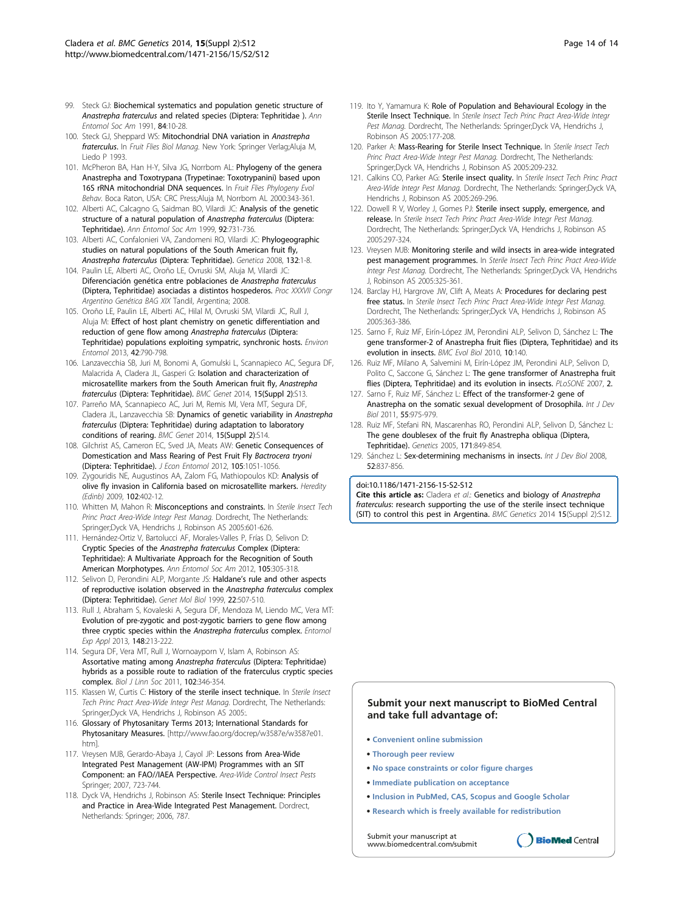99. Steck GJ: **Biochemical systematics and population genetic structure of *Anastrepha fraterculus* and related species (Diptera: Tephritidae).** *Ann Entomol Soc Am* 1991, **84**:10-28.
100. Steck GJ, Sheppard WS: **Mitochondrial DNA variation in *Anastrepha fraterculus*.** In *Fruit Flies Biol Manag.* New York: Springer Verlag;Aluja M, Liedo P 1993.
101. McPheron BA, Han H-Y, Silva JG, Norrbom AL: **Phylogeny of the genera Anastrepha and Toxotrypana (Trypetinae: Toxotrypanini) based upon 16S rRNA mitochondrial DNA sequences.** In *Fruit Flies Phylogeny Evol Behav.* Boca Raton, USA: CRC Press;Aluja M, Norrbom AL 2000:343-361.
102. Alberti AC, Calcagno G, Saidman BO, Vilardi JC: **Analysis of the genetic structure of a natural population of *Anastrepha fraterculus* (Diptera: Tephritidae).** *Ann Entomol Soc Am* 1999, **92**:731-736.
103. Alberti AC, Confalonieri VA, Zandomeni RO, Vilardi JC: **Phylogeographic studies on natural populations of the South American fruit fly, *Anastrepha fraterculus* (Diptera: Tephritidae).** *Genetica* 2008, **132**:1-8.
104. Paulin LE, Alberti AC, Oroño LE, Ovruski SM, Aluja M, Vilardi JC: **Diferenciación genética entre poblaciones de *Anastrepha fraterculus* (Diptera, Tephritidae) asociadas a distintos hospederos.** *Proc XXXVII Congr Argentino Genética BAG XIX* Tandil, Argentina; 2008.
105. Oroño LE, Paulin LE, Alberti AC, Hilal M, Ovruski SM, Vilardi JC, Rull J, Aluja M: **Effect of host plant chemistry on genetic differentiation and reduction of gene flow among *Anastrepha fraterculus* (Diptera: Tephritidae) populations exploiting sympatric, synchronic hosts.** *Environ Entomol* 2013, **42**:790-798.
106. Lanzavecchia SB, Juri M, Bonomi A, Gomulski L, Scannapieco AC, Segura DF, Malacrida A, Cladera JL, Gasperi G: **Isolation and characterization of microsatellite markers from the South American fruit fly, *Anastrepha fraterculus* (Diptera: Tephritidae).** *BMC Genet* 2014, **15(Suppl 2)**:S13.
107. Parreño MA, Scannapieco AC, Juri M, Remis MI, Vera MT, Segura DF, Cladera JL, Lanzavecchia SB: **Dynamics of genetic variability in *Anastrepha fraterculus* (Diptera: Tephritidae) during adaptation to laboratory conditions of rearing.** *BMC Genet* 2014, **15(Suppl 2)**:S14.
108. Gilchrist AS, Cameron EC, Sved JA, Meats AW: **Genetic Consequences of Domestication and Mass Rearing of Pest Fruit Fly *Bactrocera tryoni* (Diptera: Tephritidae).** *J Econ Entomol* 2012, **105**:1051-1056.
109. Zygouridis NE, Augustinos AA, Zalom FG, Mathiopoulos KD: **Analysis of olive fly invasion in California based on microsatellite markers.** *Heredity (Edinb)* 2009, **102**:402-12.
110. Whitten M, Mahon R: **Misconceptions and constraints.** In *Sterile Insect Tech Princ Pract Area-Wide Integr Pest Manag.* Dordrecht, The Netherlands: Springer;Dyck VA, Hendrichs J, Robinson AS 2005:601-626.
111. Hernández-Ortiz V, Bartolucci AF, Morales-Valles P, Frías D, Selivon D: **Cryptic Species of the *Anastrepha fraterculus* Complex (Diptera: Tephritidae): A Multivariate Approach for the Recognition of South American Morphotypes.** *Ann Entomol Soc Am* 2012, **105**:305-318.
112. Selivon D, Perondini ALP, Morgante JS: **Haldane's rule and other aspects of reproductive isolation observed in the *Anastrepha fraterculus* complex (Diptera: Tephritidae).** *Genet Mol Biol* 1999, **22**:507-510.
113. Rull J, Abraham S, Kovaleski A, Segura DF, Mendoza M, Liendo MC, Vera MT: **Evolution of pre-zygotic and post-zygotic barriers to gene flow among three cryptic species within the *Anastrepha fraterculus* complex.** *Entomol Exp Appl* 2013, **148**:213-222.
114. Segura DF, Vera MT, Rull J, Wornoayporn V, Islam A, Robinson AS: **Assortative mating among *Anastrepha fraterculus* (Diptera: Tephritidae) hybrids as a possible route to radiation of the fraterculus cryptic species complex.** *Biol J Linn Soc* 2011, **102**:346-354.
115. Klassen W, Curtis C: **History of the sterile insect technique.** In *Sterile Insect Tech Princ Pract Area-Wide Integr Pest Manag.* Dordrecht, The Netherlands: Springer;Dyck VA, Hendrichs J, Robinson AS 2005:.
116. **Glossary of Phytosanitary Terms 2013; International Standards for Phytosanitary Measures.** [http://www.fao.org/docrep/w3587e/w3587e01.htm].
117. Vreysen MJB, Gerardo-Abaya J, Cayol JP: **Lessons from Area-Wide Integrated Pest Management (AW-IPM) Programmes with an SIT Component: an FAO//IAEA Perspective.** *Area-Wide Control Insect Pests* Springer; 2007, 723-744.
118. Dyck VA, Hendrichs J, Robinson AS: **Sterile Insect Technique: Principles and Practice in Area-Wide Integrated Pest Management.** Dordrect, Netherlands: Springer; 2006, 787.
119. Ito Y, Yamamura K: **Role of Population and Behavioural Ecology in the Sterile Insect Technique.** In *Sterile Insect Tech Princ Pract Area-Wide Integr Pest Manag.* Dordrecht, The Netherlands: Springer;Dyck VA, Hendrichs J, Robinson AS 2005:177-208.
120. Parker A: **Mass-Rearing for Sterile Insect Technique.** In *Sterile Insect Tech Princ Pract Area-Wide Integr Pest Manag.* Dordrecht, The Netherlands: Springer;Dyck VA, Hendrichs J, Robinson AS 2005:209-232.
121. Calkins CO, Parker AG: **Sterile insect quality.** In *Sterile Insect Tech Princ Pract Area-Wide Integr Pest Manag.* Dordrecht, The Netherlands: Springer;Dyck VA, Hendrichs J, Robinson AS 2005:269-296.
122. Dowell R V, Worley J, Gomes PJ: **Sterile insect supply, emergence, and release.** In *Sterile Insect Tech Princ Pract Area-Wide Integr Pest Manag.* Dordrecht, The Netherlands: Springer;Dyck VA, Hendrichs J, Robinson AS 2005:297-324.
123. Vreysen MJB: **Monitoring sterile and wild insects in area-wide integrated pest management programmes.** In *Sterile Insect Tech Princ Pract Area-Wide Integr Pest Manag.* Dordrecht, The Netherlands: Springer;Dyck VA, Hendrichs J, Robinson AS 2005:325-361.
124. Barclay HJ, Hargrove JW, Clift A, Meats A: **Procedures for declaring pest free status.** In *Sterile Insect Tech Princ Pract Area-Wide Integr Pest Manag.* Dordrecht, The Netherlands: Springer;Dyck VA, Hendrichs J, Robinson AS 2005:363-386.
125. Sarno F, Ruiz MF, Eirín-López JM, Perondini ALP, Selivon D, Sánchez L: **The gene transformer-2 of Anastrepha fruit flies (Diptera, Tephritidae) and its evolution in insects.** *BMC Evol Biol* 2010, **10**:140.
126. Ruiz MF, Milano A, Salvemini M, Eirín-López JM, Perondini ALP, Selivon D, Polito C, Saccone G, Sánchez L: **The gene transformer of Anastrepha fruit flies (Diptera, Tephritidae) and its evolution in insects.** *PLoSONE* 2007, **2**.
127. Sarno F, Ruiz MF, Sánchez L: **Effect of the transformer-2 gene of Anastrepha on the somatic sexual development of Drosophila.** *Int J Dev Biol* 2011, **55**:975-979.
128. Ruiz MF, Stefani RN, Mascarenhas RO, Perondini ALP, Selivon D, Sánchez L: **The gene doublesex of the fruit fly Anastrepha obliqua (Diptera, Tephritidae).** *Genetics* 2005, **171**:849-854.
129. Sánchez L: **Sex-determining mechanisms in insects.** *Int J Dev Biol* 2008, **52**:837-856.

doi:10.1186/1471-2156-15-S2-S12

**Cite this article as:** Cladera *et al.*: Genetics and biology of *Anastrepha fraterculus*: research supporting the use of the sterile insect technique (SIT) to control this pest in Argentina. *BMC Genetics* 2014 **15**(Suppl 2):S12.

**Submit your next manuscript to BioMed Central and take full advantage of:**

- Convenient online submission
- Thorough peer review
- No space constraints or color figure charges
- Immediate publication on acceptance
- Inclusion in PubMed, CAS, Scopus and Google Scholar
- Research which is freely available for redistribution

Submit your manuscript at www.biomedcentral.com/submit

BioMed Central